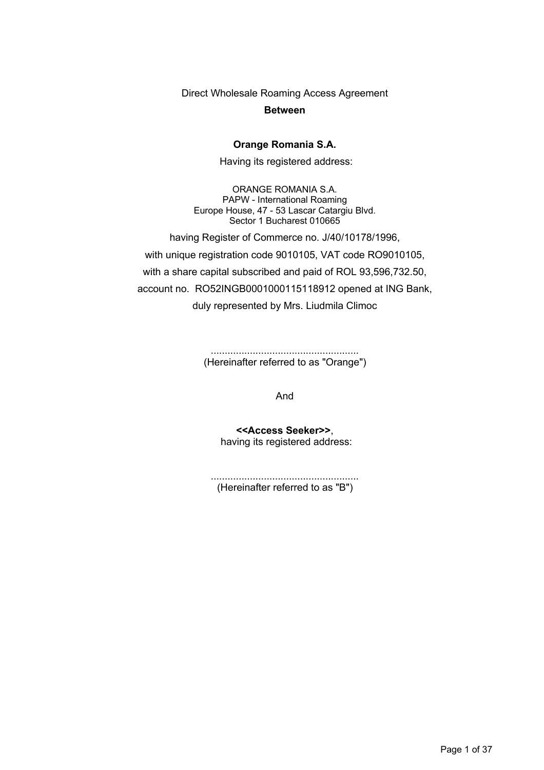Direct Wholesale Roaming Access Agreement

**Between**

**Orange Romania S.A.**

Having its registered address:

ORANGE ROMANIA S.A.
PAPW - International Roaming
Europe House, 47 - 53 Lascar Catargiu Blvd.
Sector 1 Bucharest 010665

having Register of Commerce no. J/40/10178/1996,
with unique registration code 9010105, VAT code RO9010105,
with a share capital subscribed and paid of ROL 93,596,732.50,
account no. RO52INGB0001000115118912 opened at ING Bank,
duly represented by Mrs. Liudmila Climoc

....................................................
(Hereinafter referred to as "Orange")

And

**<<Access Seeker>>**,
having its registered address:

....................................................
(Hereinafter referred to as "B")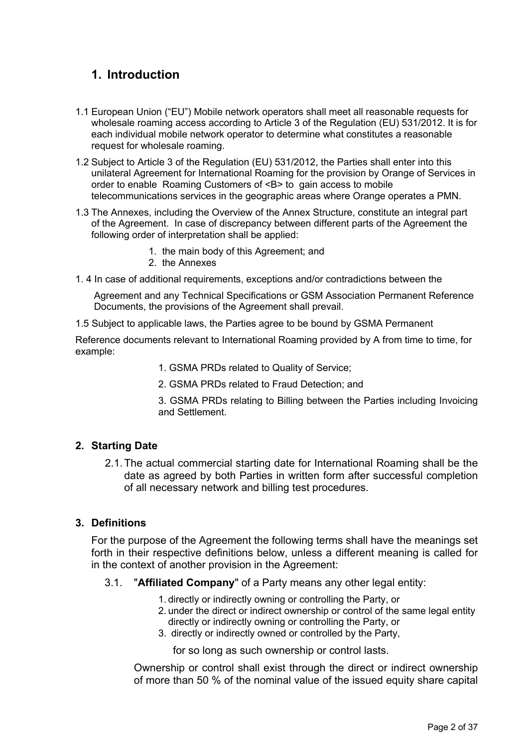# 1. Introduction

1.1 European Union ("EU") Mobile network operators shall meet all reasonable requests for wholesale roaming access according to Article 3 of the Regulation (EU) 531/2012. It is for each individual mobile network operator to determine what constitutes a reasonable request for wholesale roaming.

1.2 Subject to Article 3 of the Regulation (EU) 531/2012, the Parties shall enter into this unilateral Agreement for International Roaming for the provision by Orange of Services in order to enable Roaming Customers of <B> to gain access to mobile telecommunications services in the geographic areas where Orange operates a PMN.

1.3 The Annexes, including the Overview of the Annex Structure, constitute an integral part of the Agreement. In case of discrepancy between different parts of the Agreement the following order of interpretation shall be applied:

1. the main body of this Agreement; and
2. the Annexes

1. 4 In case of additional requirements, exceptions and/or contradictions between the Agreement and any Technical Specifications or GSM Association Permanent Reference Documents, the provisions of the Agreement shall prevail.

1.5 Subject to applicable laws, the Parties agree to be bound by GSMA Permanent Reference documents relevant to International Roaming provided by A from time to time, for example:

1. GSMA PRDs related to Quality of Service;
2. GSMA PRDs related to Fraud Detection; and
3. GSMA PRDs relating to Billing between the Parties including Invoicing and Settlement.

## 2. Starting Date

2.1. The actual commercial starting date for International Roaming shall be the date as agreed by both Parties in written form after successful completion of all necessary network and billing test procedures.

## 3. Definitions

For the purpose of the Agreement the following terms shall have the meanings set forth in their respective definitions below, unless a different meaning is called for in the context of another provision in the Agreement:

3.1. "**Affiliated Company**" of a Party means any other legal entity:

1. directly or indirectly owning or controlling the Party, or
2. under the direct or indirect ownership or control of the same legal entity directly or indirectly owning or controlling the Party, or
3. directly or indirectly owned or controlled by the Party,

for so long as such ownership or control lasts.

Ownership or control shall exist through the direct or indirect ownership of more than 50 % of the nominal value of the issued equity share capital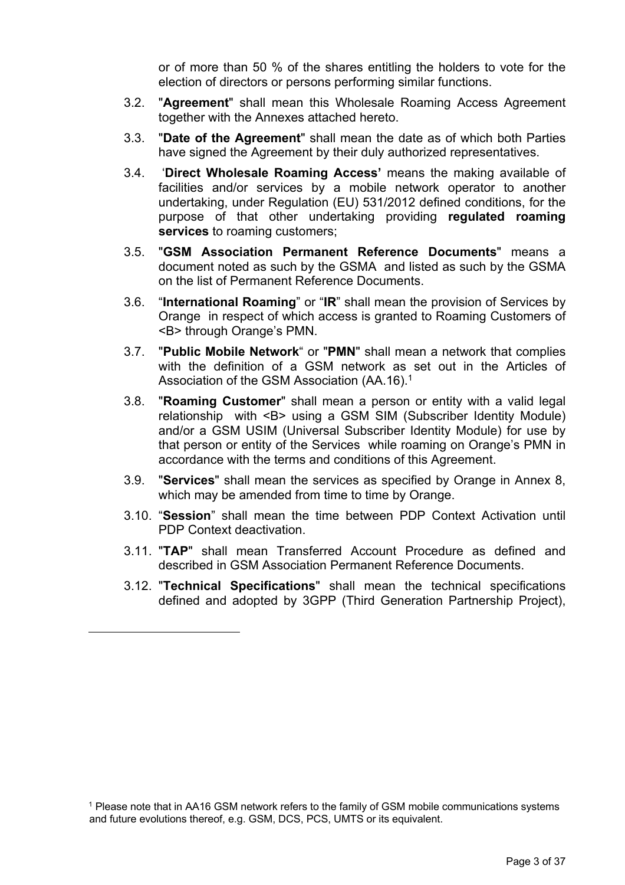or of more than 50 % of the shares entitling the holders to vote for the election of directors or persons performing similar functions.

3.2. "**Agreement**" shall mean this Wholesale Roaming Access Agreement together with the Annexes attached hereto.

3.3. "**Date of the Agreement**" shall mean the date as of which both Parties have signed the Agreement by their duly authorized representatives.

3.4. '**Direct Wholesale Roaming Access'** means the making available of facilities and/or services by a mobile network operator to another undertaking, under Regulation (EU) 531/2012 defined conditions, for the purpose of that other undertaking providing **regulated roaming services** to roaming customers;

3.5. "**GSM Association Permanent Reference Documents**" means a document noted as such by the GSMA and listed as such by the GSMA on the list of Permanent Reference Documents.

3.6. "**International Roaming**" or "**IR**" shall mean the provision of Services by Orange in respect of which access is granted to Roaming Customers of <B> through Orange's PMN.

3.7. "**Public Mobile Network**" or "**PMN**" shall mean a network that complies with the definition of a GSM network as set out in the Articles of Association of the GSM Association (AA.16).[1]

3.8. "**Roaming Customer**" shall mean a person or entity with a valid legal relationship with <B> using a GSM SIM (Subscriber Identity Module) and/or a GSM USIM (Universal Subscriber Identity Module) for use by that person or entity of the Services while roaming on Orange's PMN in accordance with the terms and conditions of this Agreement.

3.9. "**Services**" shall mean the services as specified by Orange in Annex 8, which may be amended from time to time by Orange.

3.10. "**Session**" shall mean the time between PDP Context Activation until PDP Context deactivation.

3.11. "**TAP**" shall mean Transferred Account Procedure as defined and described in GSM Association Permanent Reference Documents.

3.12. "**Technical Specifications**" shall mean the technical specifications defined and adopted by 3GPP (Third Generation Partnership Project),

---

[1] Please note that in AA16 GSM network refers to the family of GSM mobile communications systems and future evolutions thereof, e.g. GSM, DCS, PCS, UMTS or its equivalent.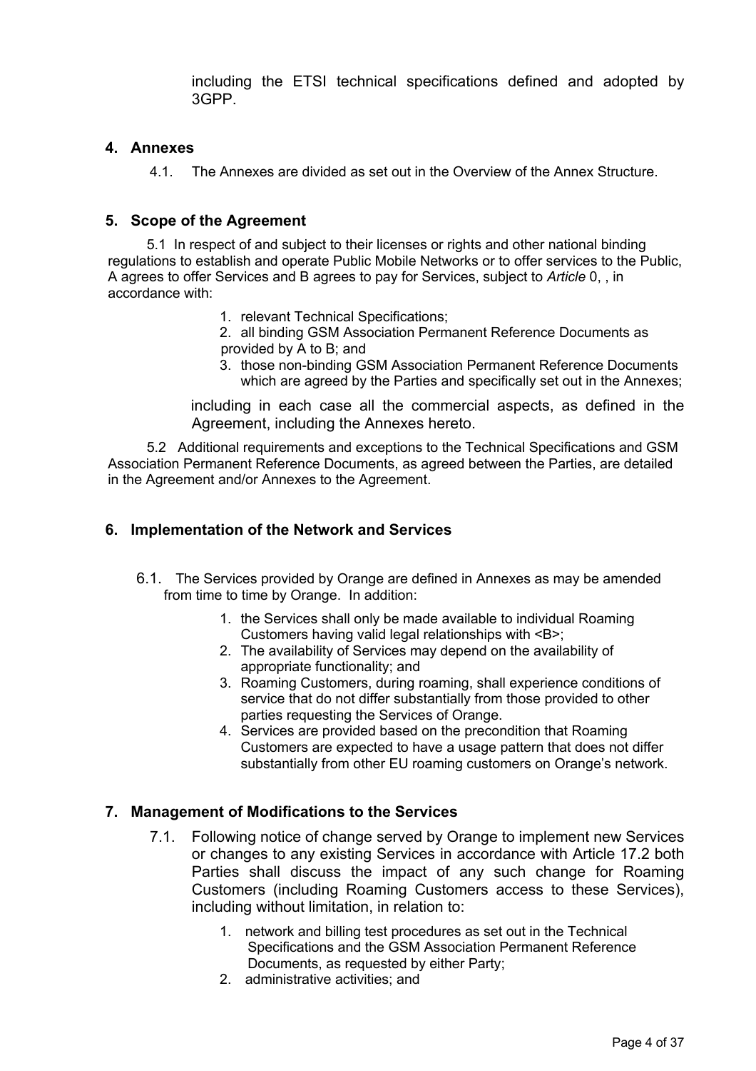including the ETSI technical specifications defined and adopted by 3GPP.

## 4. Annexes

4.1. The Annexes are divided as set out in the Overview of the Annex Structure.

## 5. Scope of the Agreement

5.1 In respect of and subject to their licenses or rights and other national binding regulations to establish and operate Public Mobile Networks or to offer services to the Public, A agrees to offer Services and B agrees to pay for Services, subject to *Article* 0, , in accordance with:

1. relevant Technical Specifications;
2. all binding GSM Association Permanent Reference Documents as provided by A to B; and
3. those non-binding GSM Association Permanent Reference Documents which are agreed by the Parties and specifically set out in the Annexes;

including in each case all the commercial aspects, as defined in the Agreement, including the Annexes hereto.

5.2 Additional requirements and exceptions to the Technical Specifications and GSM Association Permanent Reference Documents, as agreed between the Parties, are detailed in the Agreement and/or Annexes to the Agreement.

## 6. Implementation of the Network and Services

6.1. The Services provided by Orange are defined in Annexes as may be amended from time to time by Orange. In addition:

1. the Services shall only be made available to individual Roaming Customers having valid legal relationships with <B>;
2. The availability of Services may depend on the availability of appropriate functionality; and
3. Roaming Customers, during roaming, shall experience conditions of service that do not differ substantially from those provided to other parties requesting the Services of Orange.
4. Services are provided based on the precondition that Roaming Customers are expected to have a usage pattern that does not differ substantially from other EU roaming customers on Orange's network.

## 7. Management of Modifications to the Services

7.1. Following notice of change served by Orange to implement new Services or changes to any existing Services in accordance with Article 17.2 both Parties shall discuss the impact of any such change for Roaming Customers (including Roaming Customers access to these Services), including without limitation, in relation to:

1. network and billing test procedures as set out in the Technical Specifications and the GSM Association Permanent Reference Documents, as requested by either Party;
2. administrative activities; and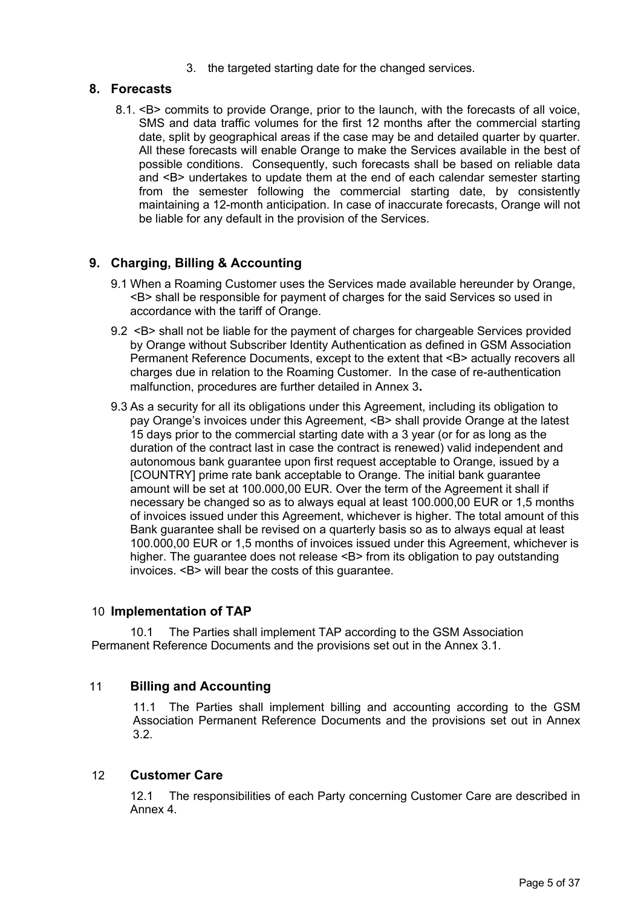3. the targeted starting date for the changed services.

## 8. Forecasts

8.1. <B> commits to provide Orange, prior to the launch, with the forecasts of all voice, SMS and data traffic volumes for the first 12 months after the commercial starting date, split by geographical areas if the case may be and detailed quarter by quarter. All these forecasts will enable Orange to make the Services available in the best of possible conditions. Consequently, such forecasts shall be based on reliable data and <B> undertakes to update them at the end of each calendar semester starting from the semester following the commercial starting date, by consistently maintaining a 12-month anticipation. In case of inaccurate forecasts, Orange will not be liable for any default in the provision of the Services.

## 9. Charging, Billing & Accounting

9.1 When a Roaming Customer uses the Services made available hereunder by Orange, <B> shall be responsible for payment of charges for the said Services so used in accordance with the tariff of Orange.

9.2 <B> shall not be liable for the payment of charges for chargeable Services provided by Orange without Subscriber Identity Authentication as defined in GSM Association Permanent Reference Documents, except to the extent that <B> actually recovers all charges due in relation to the Roaming Customer. In the case of re-authentication malfunction, procedures are further detailed in Annex 3**.**

9.3 As a security for all its obligations under this Agreement, including its obligation to pay Orange's invoices under this Agreement, <B> shall provide Orange at the latest 15 days prior to the commercial starting date with a 3 year (or for as long as the duration of the contract last in case the contract is renewed) valid independent and autonomous bank guarantee upon first request acceptable to Orange, issued by a [COUNTRY] prime rate bank acceptable to Orange. The initial bank guarantee amount will be set at 100.000,00 EUR. Over the term of the Agreement it shall if necessary be changed so as to always equal at least 100.000,00 EUR or 1,5 months of invoices issued under this Agreement, whichever is higher. The total amount of this Bank guarantee shall be revised on a quarterly basis so as to always equal at least 100.000,00 EUR or 1,5 months of invoices issued under this Agreement, whichever is higher. The guarantee does not release <B> from its obligation to pay outstanding invoices. <B> will bear the costs of this guarantee.

## 10 Implementation of TAP

10.1 The Parties shall implement TAP according to the GSM Association Permanent Reference Documents and the provisions set out in the Annex 3.1.

## 11 Billing and Accounting

11.1 The Parties shall implement billing and accounting according to the GSM Association Permanent Reference Documents and the provisions set out in Annex 3.2.

## 12 Customer Care

12.1 The responsibilities of each Party concerning Customer Care are described in Annex 4.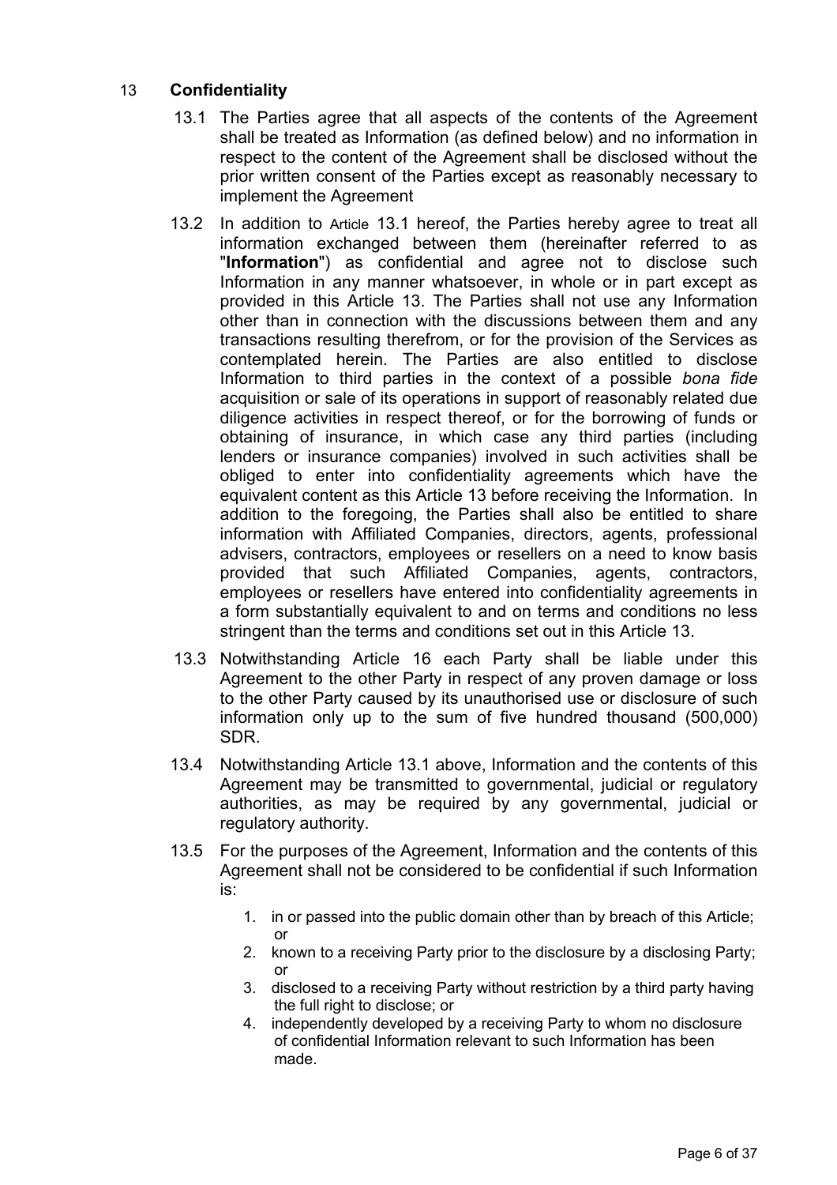## 13 Confidentiality

13.1 The Parties agree that all aspects of the contents of the Agreement shall be treated as Information (as defined below) and no information in respect to the content of the Agreement shall be disclosed without the prior written consent of the Parties except as reasonably necessary to implement the Agreement

13.2 In addition to Article 13.1 hereof, the Parties hereby agree to treat all information exchanged between them (hereinafter referred to as "**Information**") as confidential and agree not to disclose such Information in any manner whatsoever, in whole or in part except as provided in this Article 13. The Parties shall not use any Information other than in connection with the discussions between them and any transactions resulting therefrom, or for the provision of the Services as contemplated herein. The Parties are also entitled to disclose Information to third parties in the context of a possible *bona fide* acquisition or sale of its operations in support of reasonably related due diligence activities in respect thereof, or for the borrowing of funds or obtaining of insurance, in which case any third parties (including lenders or insurance companies) involved in such activities shall be obliged to enter into confidentiality agreements which have the equivalent content as this Article 13 before receiving the Information. In addition to the foregoing, the Parties shall also be entitled to share information with Affiliated Companies, directors, agents, professional advisers, contractors, employees or resellers on a need to know basis provided that such Affiliated Companies, agents, contractors, employees or resellers have entered into confidentiality agreements in a form substantially equivalent to and on terms and conditions no less stringent than the terms and conditions set out in this Article 13.

13.3 Notwithstanding Article 16 each Party shall be liable under this Agreement to the other Party in respect of any proven damage or loss to the other Party caused by its unauthorised use or disclosure of such information only up to the sum of five hundred thousand (500,000) SDR.

13.4 Notwithstanding Article 13.1 above, Information and the contents of this Agreement may be transmitted to governmental, judicial or regulatory authorities, as may be required by any governmental, judicial or regulatory authority.

13.5 For the purposes of the Agreement, Information and the contents of this Agreement shall not be considered to be confidential if such Information is:

1. in or passed into the public domain other than by breach of this Article; or
2. known to a receiving Party prior to the disclosure by a disclosing Party; or
3. disclosed to a receiving Party without restriction by a third party having the full right to disclose; or
4. independently developed by a receiving Party to whom no disclosure of confidential Information relevant to such Information has been made.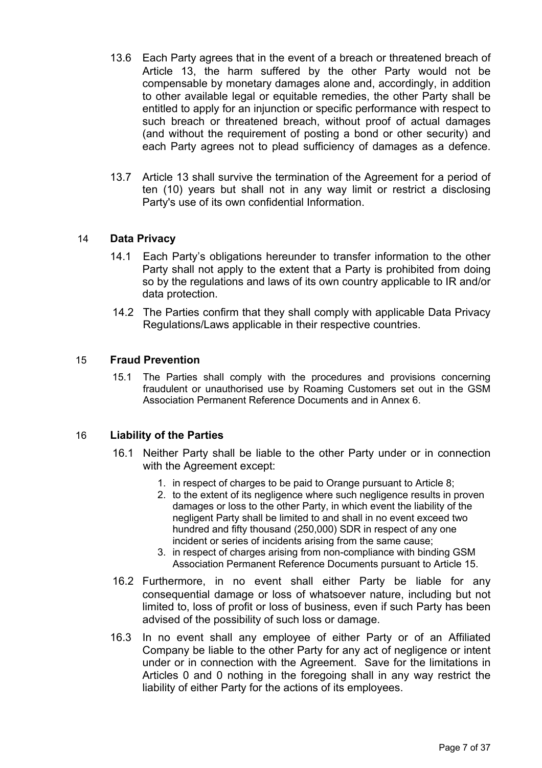13.6 Each Party agrees that in the event of a breach or threatened breach of Article 13, the harm suffered by the other Party would not be compensable by monetary damages alone and, accordingly, in addition to other available legal or equitable remedies, the other Party shall be entitled to apply for an injunction or specific performance with respect to such breach or threatened breach, without proof of actual damages (and without the requirement of posting a bond or other security) and each Party agrees not to plead sufficiency of damages as a defence.

13.7 Article 13 shall survive the termination of the Agreement for a period of ten (10) years but shall not in any way limit or restrict a disclosing Party's use of its own confidential Information.

## 14 Data Privacy

14.1 Each Party's obligations hereunder to transfer information to the other Party shall not apply to the extent that a Party is prohibited from doing so by the regulations and laws of its own country applicable to IR and/or data protection.

14.2 The Parties confirm that they shall comply with applicable Data Privacy Regulations/Laws applicable in their respective countries.

## 15 Fraud Prevention

15.1 The Parties shall comply with the procedures and provisions concerning fraudulent or unauthorised use by Roaming Customers set out in the GSM Association Permanent Reference Documents and in Annex 6.

## 16 Liability of the Parties

16.1 Neither Party shall be liable to the other Party under or in connection with the Agreement except:

1. in respect of charges to be paid to Orange pursuant to Article 8;
2. to the extent of its negligence where such negligence results in proven damages or loss to the other Party, in which event the liability of the negligent Party shall be limited to and shall in no event exceed two hundred and fifty thousand (250,000) SDR in respect of any one incident or series of incidents arising from the same cause;
3. in respect of charges arising from non-compliance with binding GSM Association Permanent Reference Documents pursuant to Article 15.

16.2 Furthermore, in no event shall either Party be liable for any consequential damage or loss of whatsoever nature, including but not limited to, loss of profit or loss of business, even if such Party has been advised of the possibility of such loss or damage.

16.3 In no event shall any employee of either Party or of an Affiliated Company be liable to the other Party for any act of negligence or intent under or in connection with the Agreement. Save for the limitations in Articles 0 and 0 nothing in the foregoing shall in any way restrict the liability of either Party for the actions of its employees.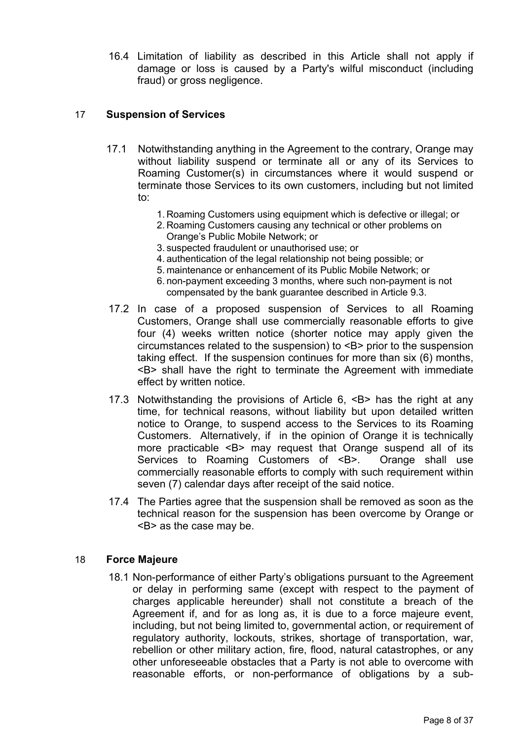16.4 Limitation of liability as described in this Article shall not apply if damage or loss is caused by a Party's wilful misconduct (including fraud) or gross negligence.

## 17 Suspension of Services

17.1 Notwithstanding anything in the Agreement to the contrary, Orange may without liability suspend or terminate all or any of its Services to Roaming Customer(s) in circumstances where it would suspend or terminate those Services to its own customers, including but not limited to:

1. Roaming Customers using equipment which is defective or illegal; or
2. Roaming Customers causing any technical or other problems on Orange's Public Mobile Network; or
3. suspected fraudulent or unauthorised use; or
4. authentication of the legal relationship not being possible; or
5. maintenance or enhancement of its Public Mobile Network; or
6. non-payment exceeding 3 months, where such non-payment is not compensated by the bank guarantee described in Article 9.3.

17.2 In case of a proposed suspension of Services to all Roaming Customers, Orange shall use commercially reasonable efforts to give four (4) weeks written notice (shorter notice may apply given the circumstances related to the suspension) to <B> prior to the suspension taking effect. If the suspension continues for more than six (6) months, <B> shall have the right to terminate the Agreement with immediate effect by written notice.

17.3 Notwithstanding the provisions of Article 6, <B> has the right at any time, for technical reasons, without liability but upon detailed written notice to Orange, to suspend access to the Services to its Roaming Customers. Alternatively, if in the opinion of Orange it is technically more practicable <B> may request that Orange suspend all of its Services to Roaming Customers of <B>. Orange shall use commercially reasonable efforts to comply with such requirement within seven (7) calendar days after receipt of the said notice.

17.4 The Parties agree that the suspension shall be removed as soon as the technical reason for the suspension has been overcome by Orange or <B> as the case may be.

## 18 Force Majeure

18.1 Non-performance of either Party's obligations pursuant to the Agreement or delay in performing same (except with respect to the payment of charges applicable hereunder) shall not constitute a breach of the Agreement if, and for as long as, it is due to a force majeure event, including, but not being limited to, governmental action, or requirement of regulatory authority, lockouts, strikes, shortage of transportation, war, rebellion or other military action, fire, flood, natural catastrophes, or any other unforeseeable obstacles that a Party is not able to overcome with reasonable efforts, or non-performance of obligations by a sub-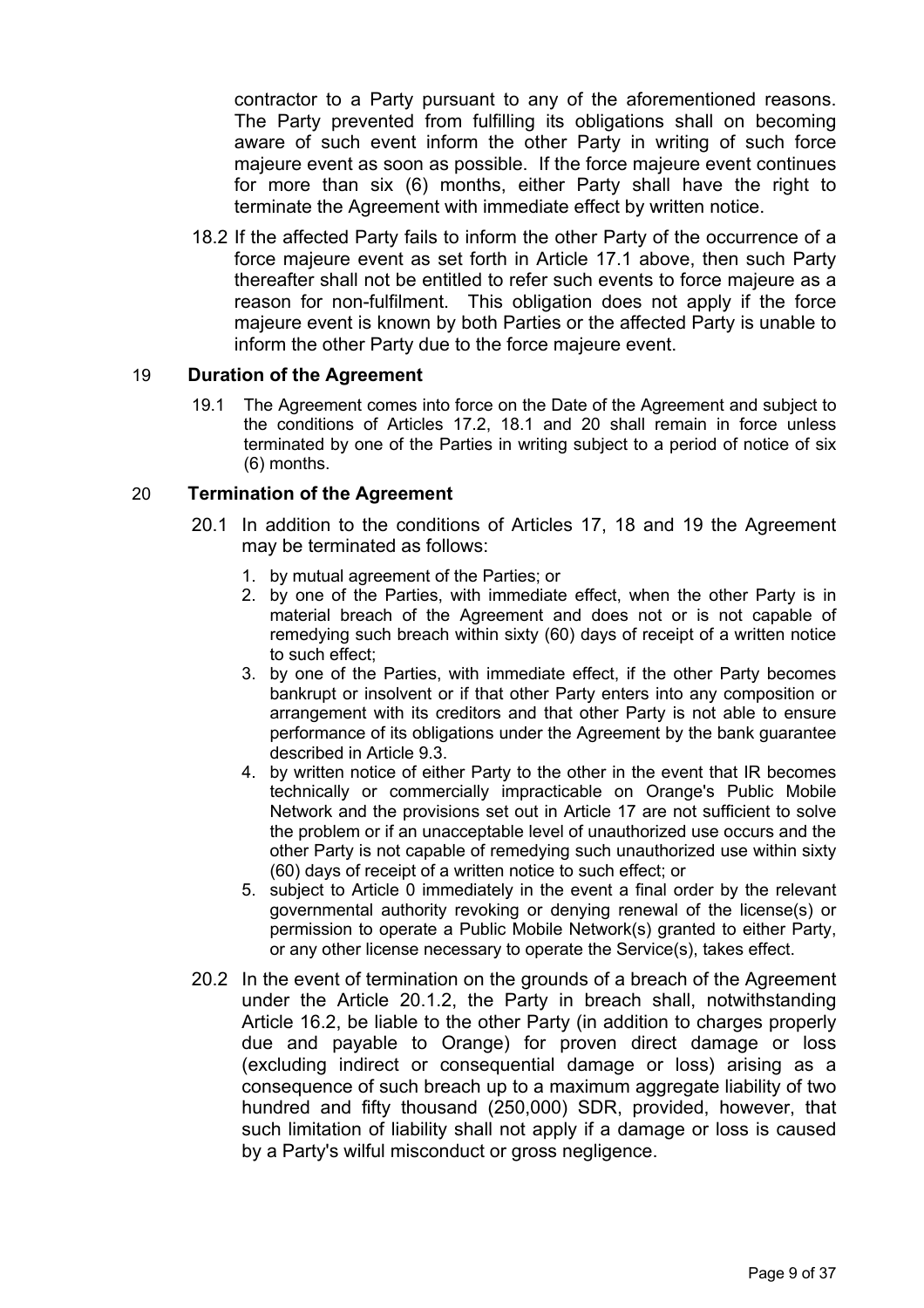contractor to a Party pursuant to any of the aforementioned reasons. The Party prevented from fulfilling its obligations shall on becoming aware of such event inform the other Party in writing of such force majeure event as soon as possible. If the force majeure event continues for more than six (6) months, either Party shall have the right to terminate the Agreement with immediate effect by written notice.

18.2 If the affected Party fails to inform the other Party of the occurrence of a force majeure event as set forth in Article 17.1 above, then such Party thereafter shall not be entitled to refer such events to force majeure as a reason for non-fulfilment. This obligation does not apply if the force majeure event is known by both Parties or the affected Party is unable to inform the other Party due to the force majeure event.

## 19 Duration of the Agreement

19.1 The Agreement comes into force on the Date of the Agreement and subject to the conditions of Articles 17.2, 18.1 and 20 shall remain in force unless terminated by one of the Parties in writing subject to a period of notice of six (6) months.

## 20 Termination of the Agreement

20.1 In addition to the conditions of Articles 17, 18 and 19 the Agreement may be terminated as follows:

1. by mutual agreement of the Parties; or
2. by one of the Parties, with immediate effect, when the other Party is in material breach of the Agreement and does not or is not capable of remedying such breach within sixty (60) days of receipt of a written notice to such effect;
3. by one of the Parties, with immediate effect, if the other Party becomes bankrupt or insolvent or if that other Party enters into any composition or arrangement with its creditors and that other Party is not able to ensure performance of its obligations under the Agreement by the bank guarantee described in Article 9.3.
4. by written notice of either Party to the other in the event that IR becomes technically or commercially impracticable on Orange's Public Mobile Network and the provisions set out in Article 17 are not sufficient to solve the problem or if an unacceptable level of unauthorized use occurs and the other Party is not capable of remedying such unauthorized use within sixty (60) days of receipt of a written notice to such effect; or
5. subject to Article 0 immediately in the event a final order by the relevant governmental authority revoking or denying renewal of the license(s) or permission to operate a Public Mobile Network(s) granted to either Party, or any other license necessary to operate the Service(s), takes effect.

20.2 In the event of termination on the grounds of a breach of the Agreement under the Article 20.1.2, the Party in breach shall, notwithstanding Article 16.2, be liable to the other Party (in addition to charges properly due and payable to Orange) for proven direct damage or loss (excluding indirect or consequential damage or loss) arising as a consequence of such breach up to a maximum aggregate liability of two hundred and fifty thousand (250,000) SDR, provided, however, that such limitation of liability shall not apply if a damage or loss is caused by a Party's wilful misconduct or gross negligence.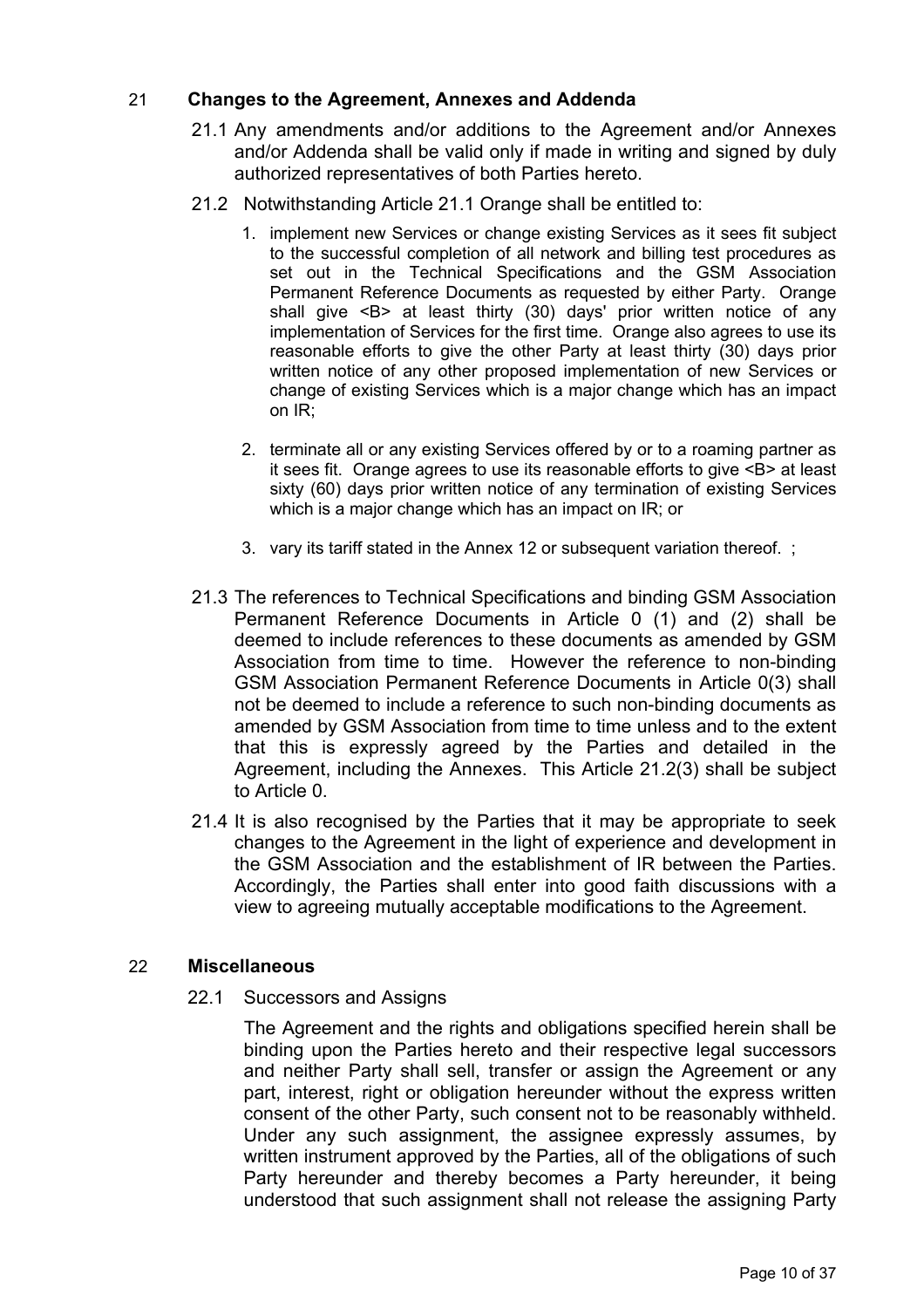## 21 Changes to the Agreement, Annexes and Addenda

21.1 Any amendments and/or additions to the Agreement and/or Annexes and/or Addenda shall be valid only if made in writing and signed by duly authorized representatives of both Parties hereto.

21.2 Notwithstanding Article 21.1 Orange shall be entitled to:

1. implement new Services or change existing Services as it sees fit subject to the successful completion of all network and billing test procedures as set out in the Technical Specifications and the GSM Association Permanent Reference Documents as requested by either Party. Orange shall give <B> at least thirty (30) days' prior written notice of any implementation of Services for the first time. Orange also agrees to use its reasonable efforts to give the other Party at least thirty (30) days prior written notice of any other proposed implementation of new Services or change of existing Services which is a major change which has an impact on IR;

2. terminate all or any existing Services offered by or to a roaming partner as it sees fit. Orange agrees to use its reasonable efforts to give <B> at least sixty (60) days prior written notice of any termination of existing Services which is a major change which has an impact on IR; or

3. vary its tariff stated in the Annex 12 or subsequent variation thereof. ;

21.3 The references to Technical Specifications and binding GSM Association Permanent Reference Documents in Article 0 (1) and (2) shall be deemed to include references to these documents as amended by GSM Association from time to time. However the reference to non-binding GSM Association Permanent Reference Documents in Article 0(3) shall not be deemed to include a reference to such non-binding documents as amended by GSM Association from time to time unless and to the extent that this is expressly agreed by the Parties and detailed in the Agreement, including the Annexes. This Article 21.2(3) shall be subject to Article 0.

21.4 It is also recognised by the Parties that it may be appropriate to seek changes to the Agreement in the light of experience and development in the GSM Association and the establishment of IR between the Parties. Accordingly, the Parties shall enter into good faith discussions with a view to agreeing mutually acceptable modifications to the Agreement.

## 22 Miscellaneous

22.1 Successors and Assigns

The Agreement and the rights and obligations specified herein shall be binding upon the Parties hereto and their respective legal successors and neither Party shall sell, transfer or assign the Agreement or any part, interest, right or obligation hereunder without the express written consent of the other Party, such consent not to be reasonably withheld. Under any such assignment, the assignee expressly assumes, by written instrument approved by the Parties, all of the obligations of such Party hereunder and thereby becomes a Party hereunder, it being understood that such assignment shall not release the assigning Party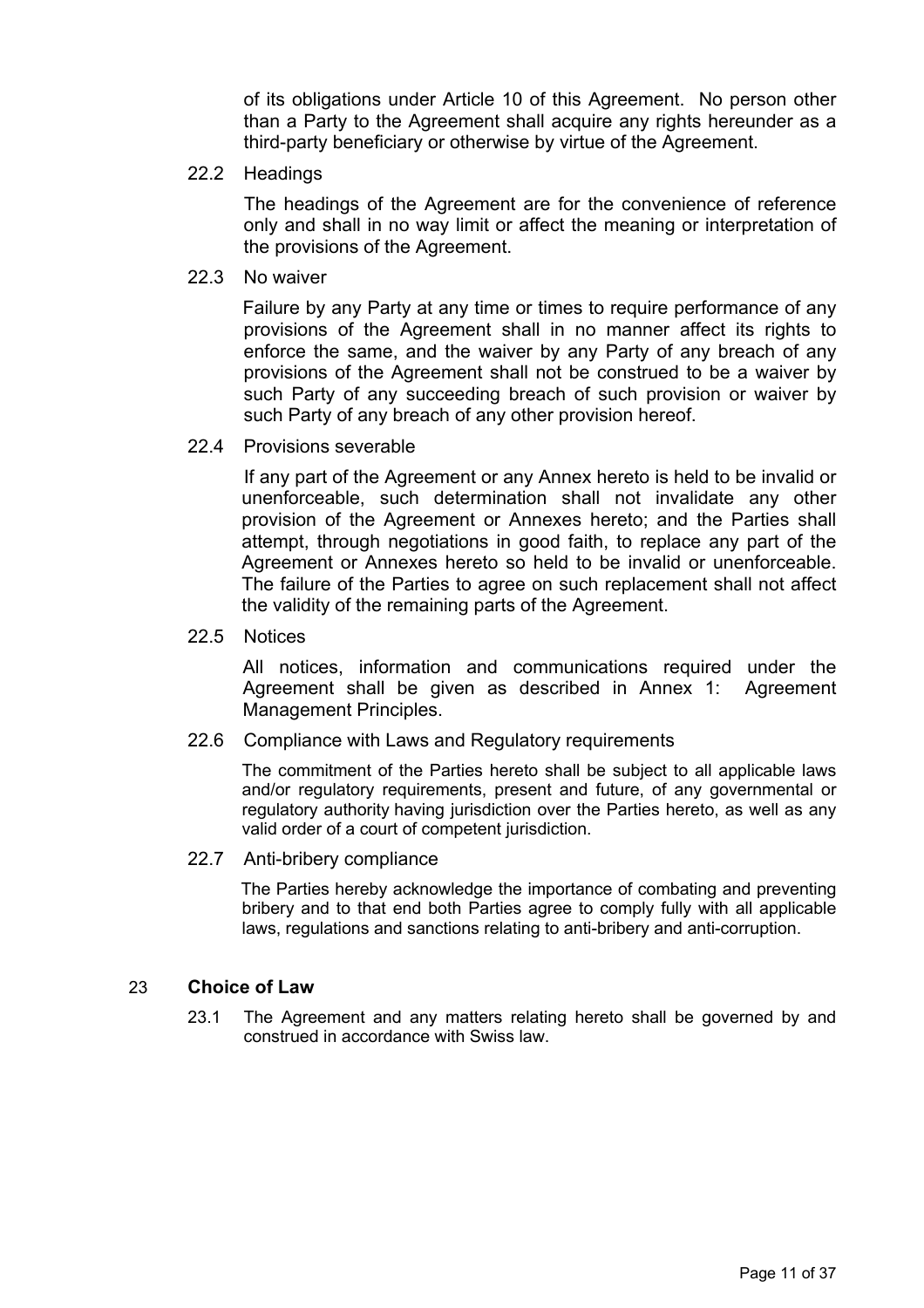of its obligations under Article 10 of this Agreement. No person other than a Party to the Agreement shall acquire any rights hereunder as a third-party beneficiary or otherwise by virtue of the Agreement.

22.2 Headings

The headings of the Agreement are for the convenience of reference only and shall in no way limit or affect the meaning or interpretation of the provisions of the Agreement.

22.3 No waiver

Failure by any Party at any time or times to require performance of any provisions of the Agreement shall in no manner affect its rights to enforce the same, and the waiver by any Party of any breach of any provisions of the Agreement shall not be construed to be a waiver by such Party of any succeeding breach of such provision or waiver by such Party of any breach of any other provision hereof.

22.4 Provisions severable

If any part of the Agreement or any Annex hereto is held to be invalid or unenforceable, such determination shall not invalidate any other provision of the Agreement or Annexes hereto; and the Parties shall attempt, through negotiations in good faith, to replace any part of the Agreement or Annexes hereto so held to be invalid or unenforceable. The failure of the Parties to agree on such replacement shall not affect the validity of the remaining parts of the Agreement.

22.5 Notices

All notices, information and communications required under the Agreement shall be given as described in Annex 1: Agreement Management Principles.

22.6 Compliance with Laws and Regulatory requirements

The commitment of the Parties hereto shall be subject to all applicable laws and/or regulatory requirements, present and future, of any governmental or regulatory authority having jurisdiction over the Parties hereto, as well as any valid order of a court of competent jurisdiction.

22.7 Anti-bribery compliance

The Parties hereby acknowledge the importance of combating and preventing bribery and to that end both Parties agree to comply fully with all applicable laws, regulations and sanctions relating to anti-bribery and anti-corruption.

## 23 Choice of Law

23.1 The Agreement and any matters relating hereto shall be governed by and construed in accordance with Swiss law.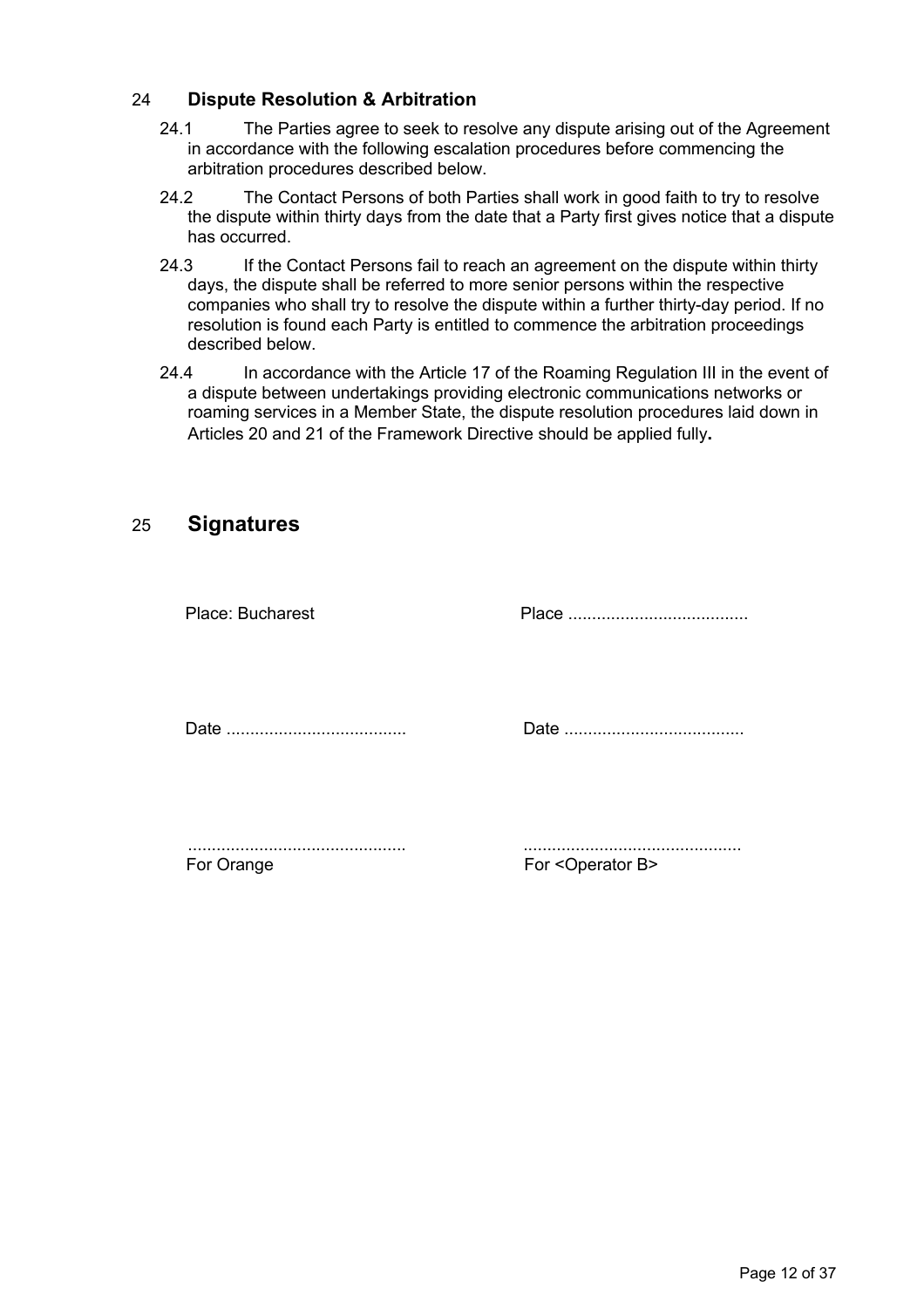## 24 Dispute Resolution & Arbitration

24.1 The Parties agree to seek to resolve any dispute arising out of the Agreement in accordance with the following escalation procedures before commencing the arbitration procedures described below.

24.2 The Contact Persons of both Parties shall work in good faith to try to resolve the dispute within thirty days from the date that a Party first gives notice that a dispute has occurred.

24.3 If the Contact Persons fail to reach an agreement on the dispute within thirty days, the dispute shall be referred to more senior persons within the respective companies who shall try to resolve the dispute within a further thirty-day period. If no resolution is found each Party is entitled to commence the arbitration proceedings described below.

24.4 In accordance with the Article 17 of the Roaming Regulation III in the event of a dispute between undertakings providing electronic communications networks or roaming services in a Member State, the dispute resolution procedures laid down in Articles 20 and 21 of the Framework Directive should be applied fully**.**

## 25 Signatures

| | |
|---|---|
| Place: Bucharest | Place ...................................... |
| Date ...................................... | Date ...................................... |
| .............................................. | .............................................. |
| For Orange | For <Operator B> |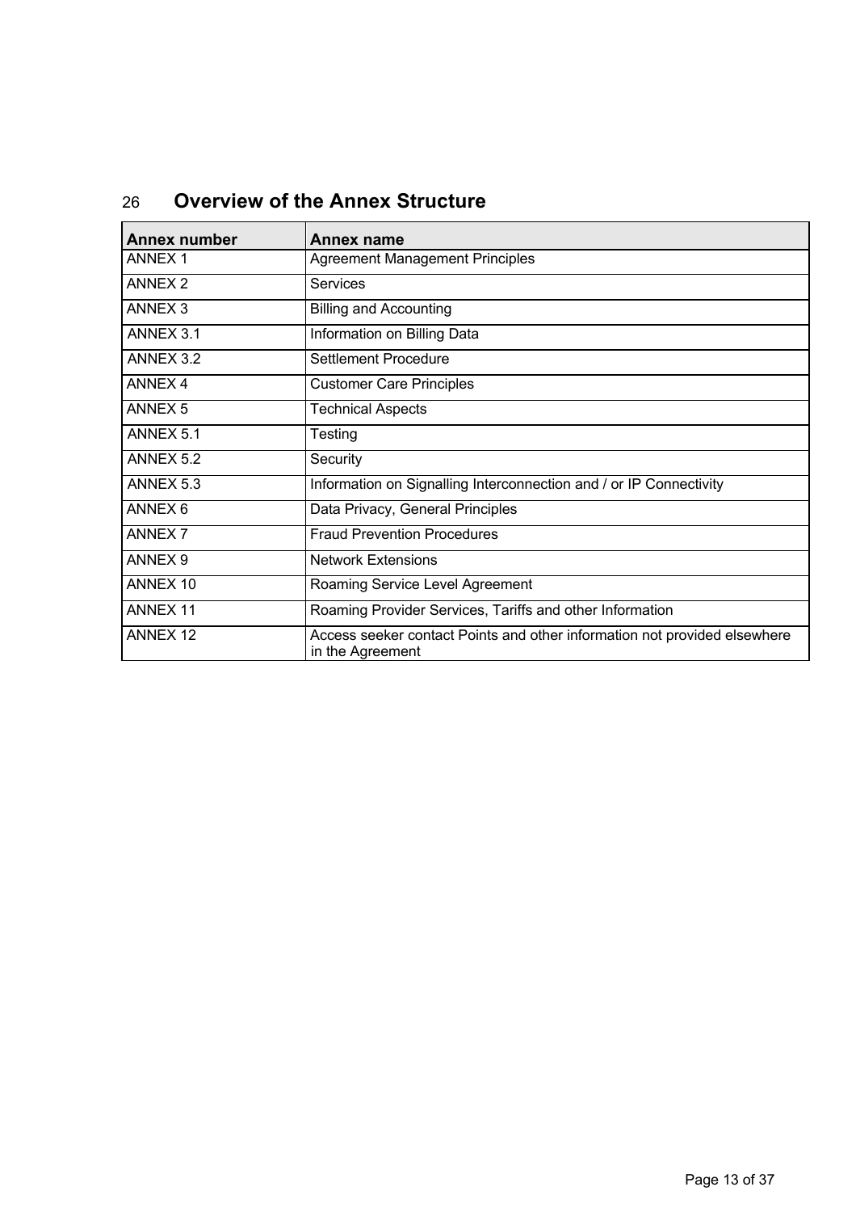## 26 Overview of the Annex Structure

| Annex number | Annex name |
|---|---|
| ANNEX 1 | Agreement Management Principles |
| ANNEX 2 | Services |
| ANNEX 3 | Billing and Accounting |
| ANNEX 3.1 | Information on Billing Data |
| ANNEX 3.2 | Settlement Procedure |
| ANNEX 4 | Customer Care Principles |
| ANNEX 5 | Technical Aspects |
| ANNEX 5.1 | Testing |
| ANNEX 5.2 | Security |
| ANNEX 5.3 | Information on Signalling Interconnection and / or IP Connectivity |
| ANNEX 6 | Data Privacy, General Principles |
| ANNEX 7 | Fraud Prevention Procedures |
| ANNEX 9 | Network Extensions |
| ANNEX 10 | Roaming Service Level Agreement |
| ANNEX 11 | Roaming Provider Services, Tariffs and other Information |
| ANNEX 12 | Access seeker contact Points and other information not provided elsewhere in the Agreement |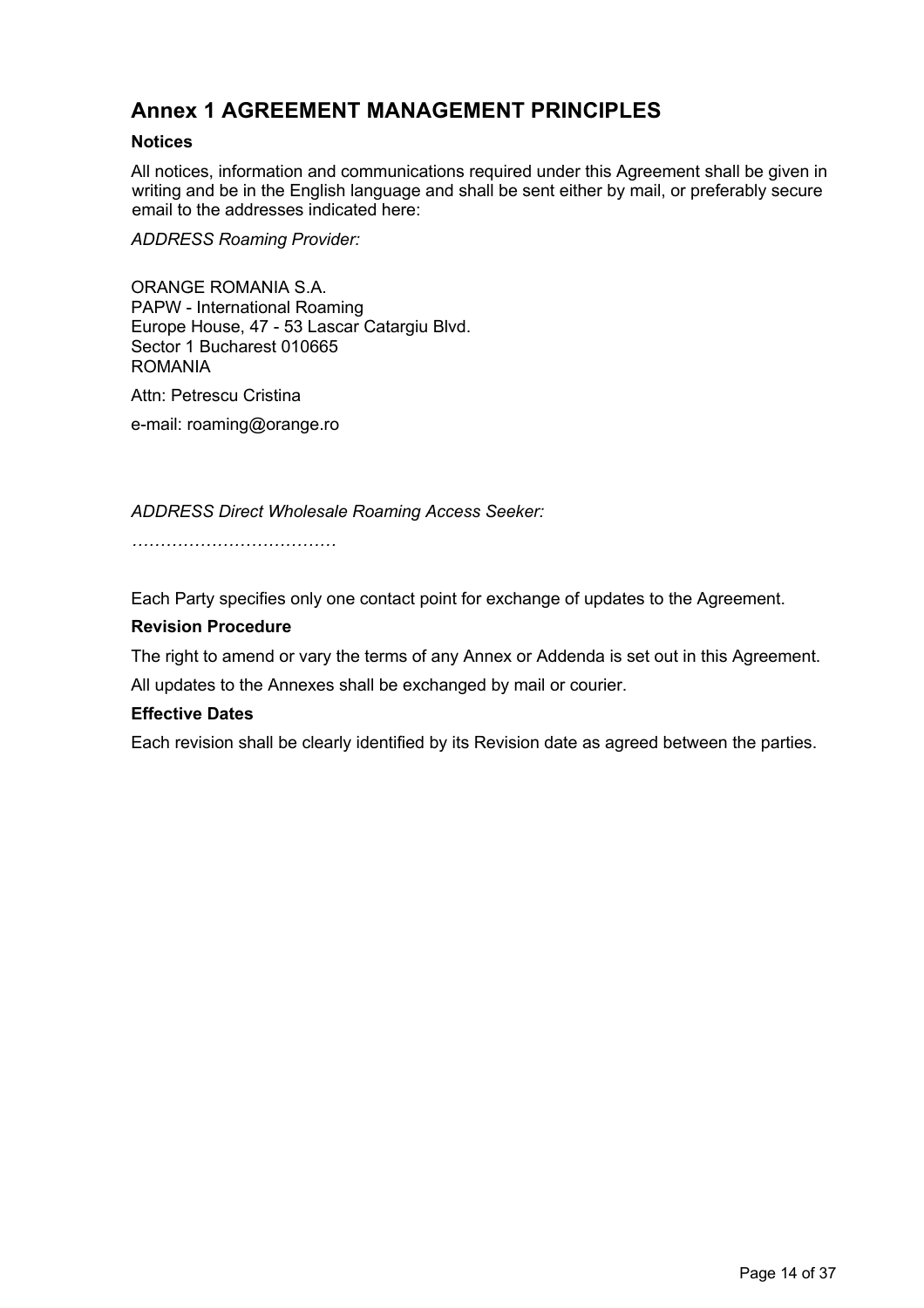# Annex 1 AGREEMENT MANAGEMENT PRINCIPLES

**Notices**

All notices, information and communications required under this Agreement shall be given in writing and be in the English language and shall be sent either by mail, or preferably secure email to the addresses indicated here:

*ADDRESS Roaming Provider:*

ORANGE ROMANIA S.A.
PAPW - International Roaming
Europe House, 47 - 53 Lascar Catargiu Blvd.
Sector 1 Bucharest 010665
ROMANIA

Attn: Petrescu Cristina

e-mail: roaming@orange.ro

*ADDRESS Direct Wholesale Roaming Access Seeker:*

*………………………………*

Each Party specifies only one contact point for exchange of updates to the Agreement.

**Revision Procedure**

The right to amend or vary the terms of any Annex or Addenda is set out in this Agreement.

All updates to the Annexes shall be exchanged by mail or courier.

**Effective Dates**

Each revision shall be clearly identified by its Revision date as agreed between the parties.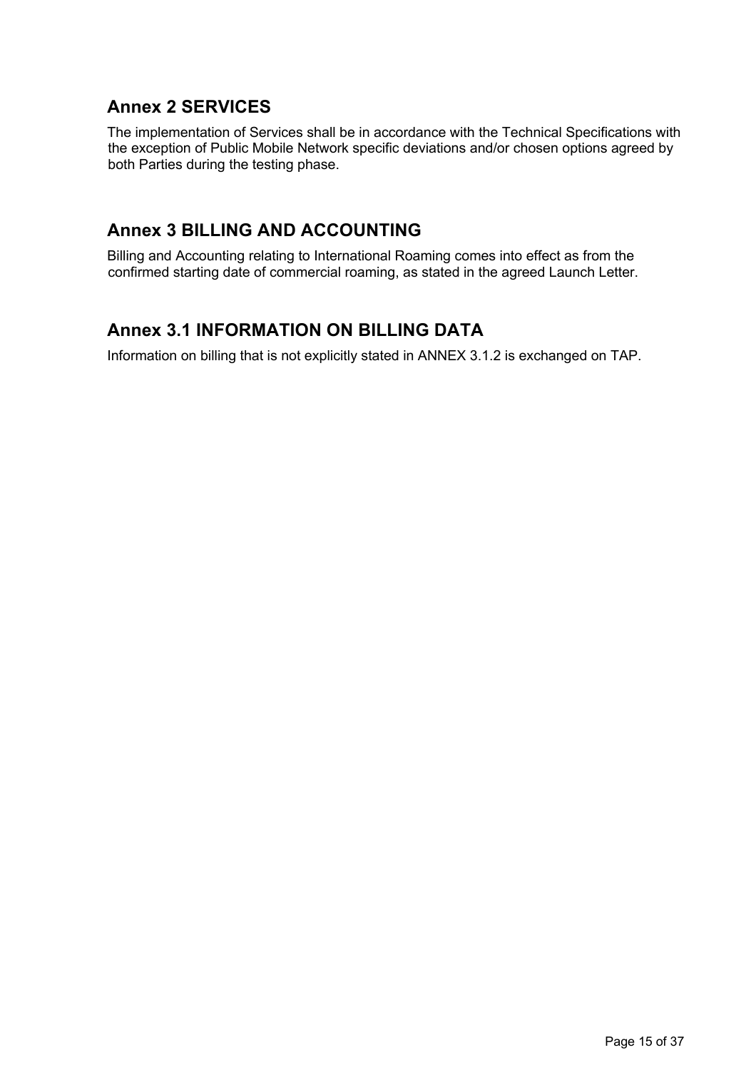## Annex 2 SERVICES

The implementation of Services shall be in accordance with the Technical Specifications with the exception of Public Mobile Network specific deviations and/or chosen options agreed by both Parties during the testing phase.

## Annex 3 BILLING AND ACCOUNTING

Billing and Accounting relating to International Roaming comes into effect as from the confirmed starting date of commercial roaming, as stated in the agreed Launch Letter.

## Annex 3.1 INFORMATION ON BILLING DATA

Information on billing that is not explicitly stated in ANNEX 3.1.2 is exchanged on TAP.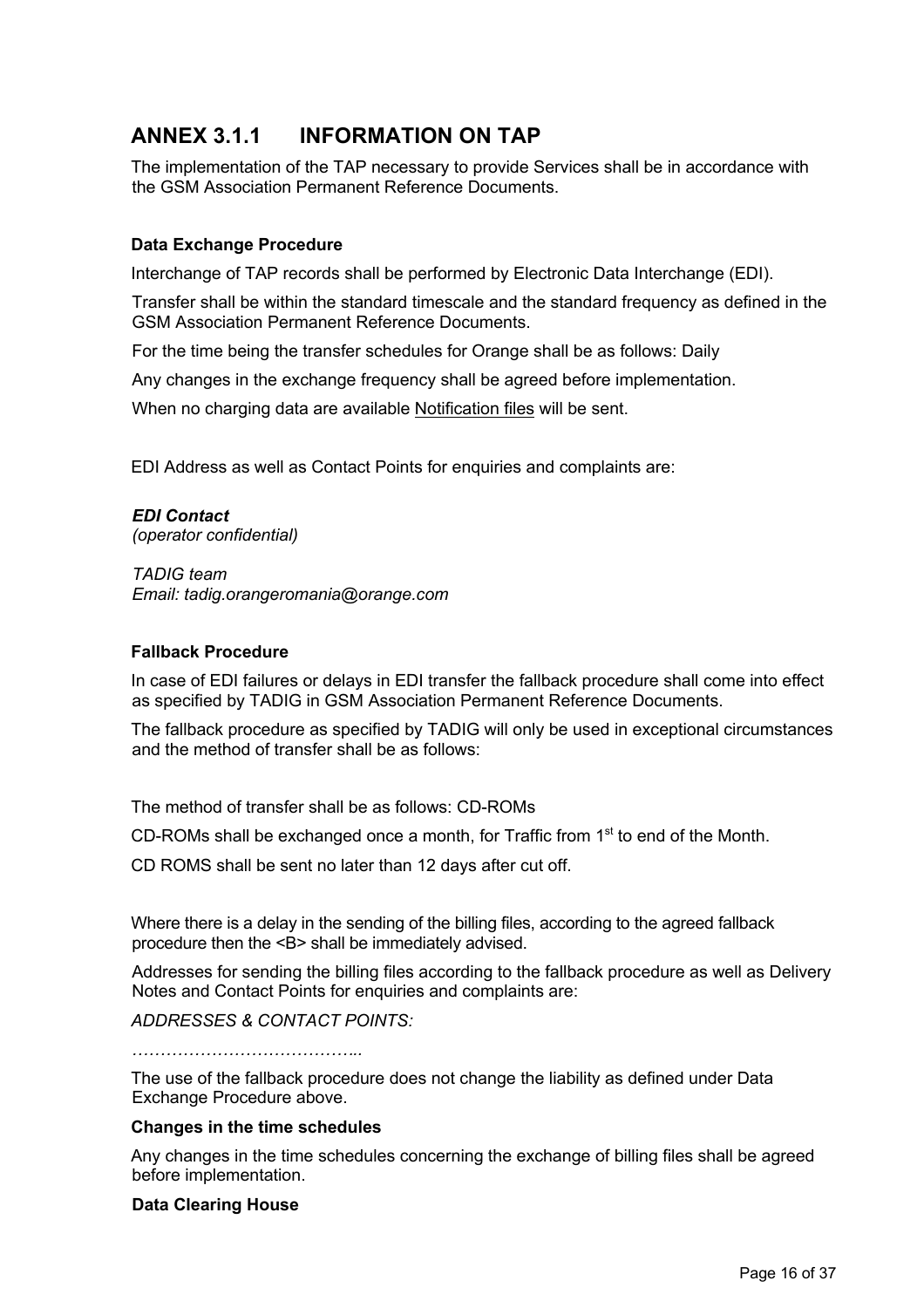## ANNEX 3.1.1 INFORMATION ON TAP

The implementation of the TAP necessary to provide Services shall be in accordance with the GSM Association Permanent Reference Documents.

**Data Exchange Procedure**

Interchange of TAP records shall be performed by Electronic Data Interchange (EDI).

Transfer shall be within the standard timescale and the standard frequency as defined in the GSM Association Permanent Reference Documents.

For the time being the transfer schedules for Orange shall be as follows: Daily

Any changes in the exchange frequency shall be agreed before implementation.

When no charging data are available Notification files will be sent.

EDI Address as well as Contact Points for enquiries and complaints are:

***EDI Contact***
*(operator confidential)*

*TADIG team*
*Email: tadig.orangeromania@orange.com*

**Fallback Procedure**

In case of EDI failures or delays in EDI transfer the fallback procedure shall come into effect as specified by TADIG in GSM Association Permanent Reference Documents.

The fallback procedure as specified by TADIG will only be used in exceptional circumstances and the method of transfer shall be as follows:

The method of transfer shall be as follows: CD-ROMs

CD-ROMs shall be exchanged once a month, for Traffic from 1st to end of the Month.

CD ROMS shall be sent no later than 12 days after cut off.

Where there is a delay in the sending of the billing files, according to the agreed fallback procedure then the <B> shall be immediately advised.

Addresses for sending the billing files according to the fallback procedure as well as Delivery Notes and Contact Points for enquiries and complaints are:

*ADDRESSES & CONTACT POINTS:*

…………………………………...

The use of the fallback procedure does not change the liability as defined under Data Exchange Procedure above.

**Changes in the time schedules**

Any changes in the time schedules concerning the exchange of billing files shall be agreed before implementation.

**Data Clearing House**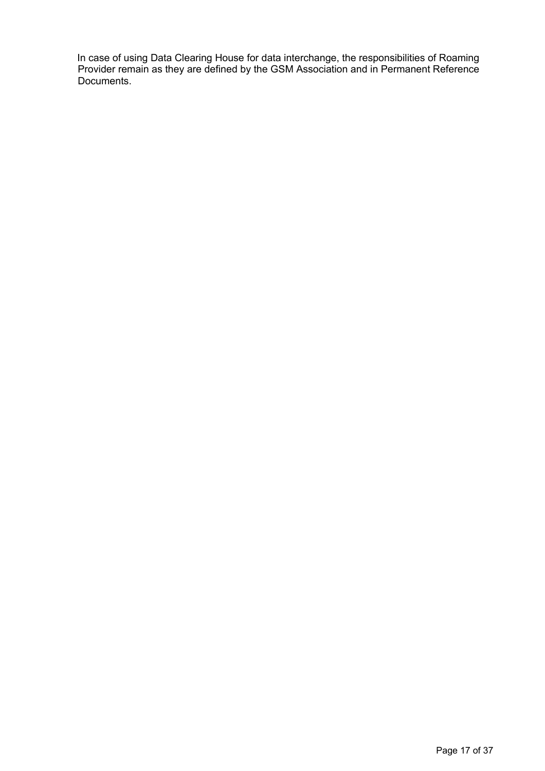In case of using Data Clearing House for data interchange, the responsibilities of Roaming Provider remain as they are defined by the GSM Association and in Permanent Reference Documents.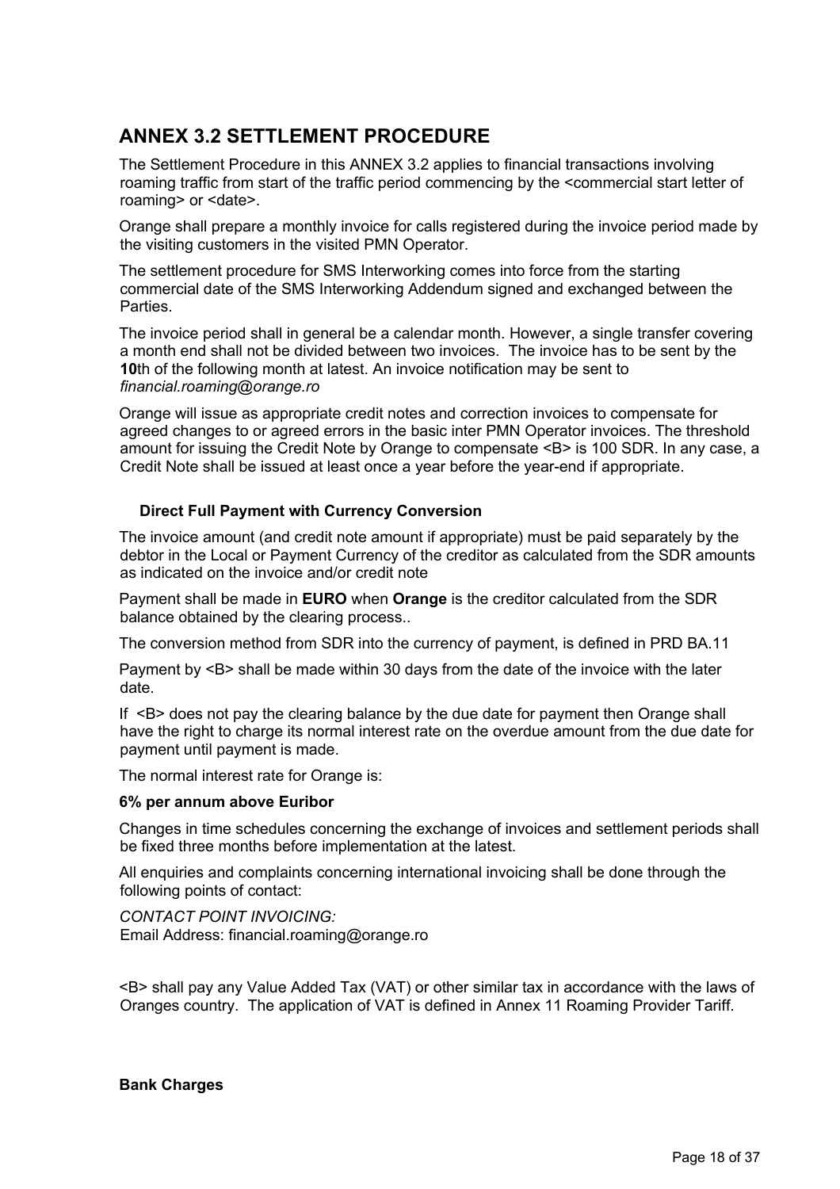## ANNEX 3.2 SETTLEMENT PROCEDURE

The Settlement Procedure in this ANNEX 3.2 applies to financial transactions involving roaming traffic from start of the traffic period commencing by the <commercial start letter of roaming> or <date>.

Orange shall prepare a monthly invoice for calls registered during the invoice period made by the visiting customers in the visited PMN Operator.

The settlement procedure for SMS Interworking comes into force from the starting commercial date of the SMS Interworking Addendum signed and exchanged between the Parties.

The invoice period shall in general be a calendar month. However, a single transfer covering a month end shall not be divided between two invoices. The invoice has to be sent by the **10**th of the following month at latest. An invoice notification may be sent to *financial.roaming@orange.ro*

Orange will issue as appropriate credit notes and correction invoices to compensate for agreed changes to or agreed errors in the basic inter PMN Operator invoices. The threshold amount for issuing the Credit Note by Orange to compensate <B> is 100 SDR. In any case, a Credit Note shall be issued at least once a year before the year-end if appropriate.

**Direct Full Payment with Currency Conversion**

The invoice amount (and credit note amount if appropriate) must be paid separately by the debtor in the Local or Payment Currency of the creditor as calculated from the SDR amounts as indicated on the invoice and/or credit note

Payment shall be made in **EURO** when **Orange** is the creditor calculated from the SDR balance obtained by the clearing process..

The conversion method from SDR into the currency of payment, is defined in PRD BA.11

Payment by <B> shall be made within 30 days from the date of the invoice with the later date.

If <B> does not pay the clearing balance by the due date for payment then Orange shall have the right to charge its normal interest rate on the overdue amount from the due date for payment until payment is made.

The normal interest rate for Orange is:

**6% per annum above Euribor**

Changes in time schedules concerning the exchange of invoices and settlement periods shall be fixed three months before implementation at the latest.

All enquiries and complaints concerning international invoicing shall be done through the following points of contact:

*CONTACT POINT INVOICING:*
Email Address: financial.roaming@orange.ro

<B> shall pay any Value Added Tax (VAT) or other similar tax in accordance with the laws of Oranges country. The application of VAT is defined in Annex 11 Roaming Provider Tariff.

**Bank Charges**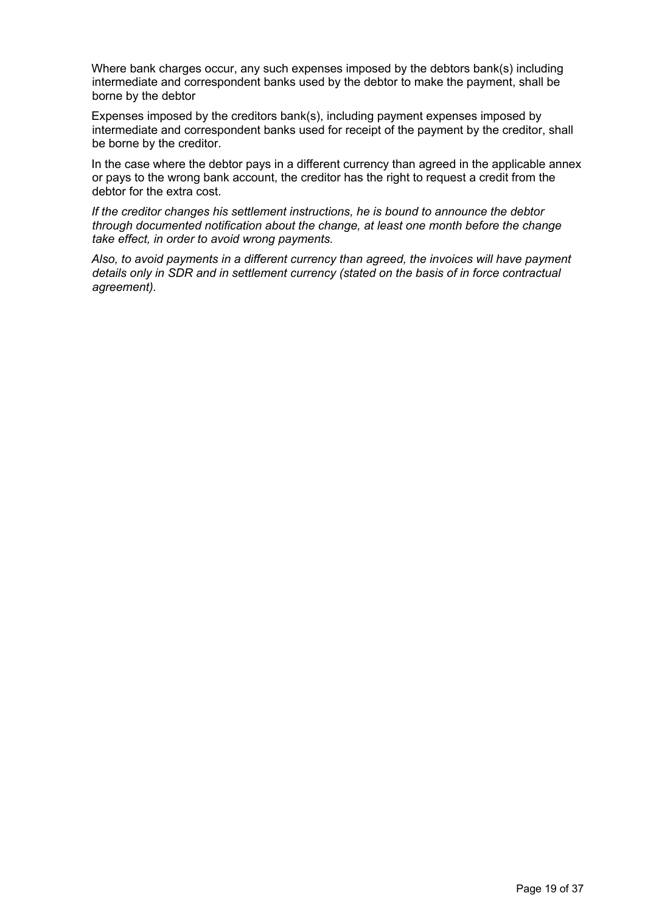Where bank charges occur, any such expenses imposed by the debtors bank(s) including intermediate and correspondent banks used by the debtor to make the payment, shall be borne by the debtor

Expenses imposed by the creditors bank(s), including payment expenses imposed by intermediate and correspondent banks used for receipt of the payment by the creditor, shall be borne by the creditor.

In the case where the debtor pays in a different currency than agreed in the applicable annex or pays to the wrong bank account, the creditor has the right to request a credit from the debtor for the extra cost.

*If the creditor changes his settlement instructions, he is bound to announce the debtor through documented notification about the change, at least one month before the change take effect, in order to avoid wrong payments.*

*Also, to avoid payments in a different currency than agreed, the invoices will have payment details only in SDR and in settlement currency (stated on the basis of in force contractual agreement).*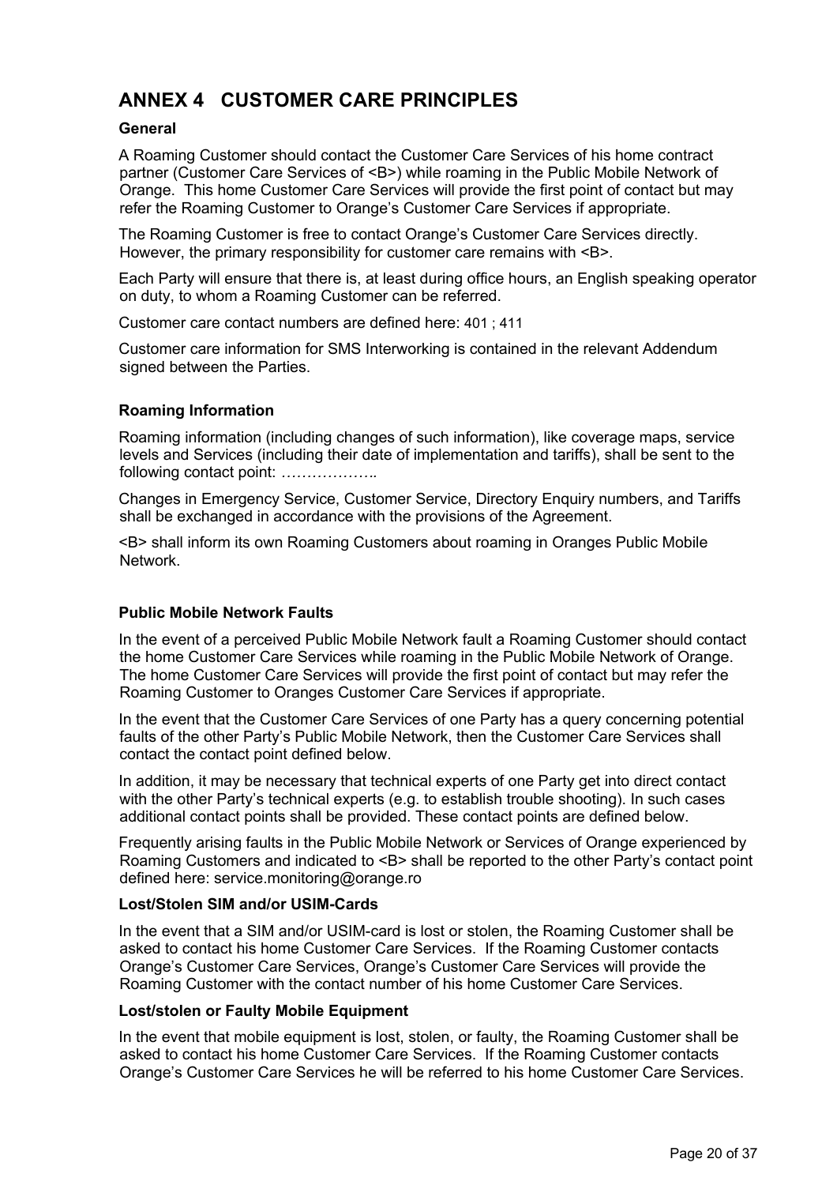# ANNEX 4 CUSTOMER CARE PRINCIPLES

**General**

A Roaming Customer should contact the Customer Care Services of his home contract partner (Customer Care Services of <B>) while roaming in the Public Mobile Network of Orange. This home Customer Care Services will provide the first point of contact but may refer the Roaming Customer to Orange's Customer Care Services if appropriate.

The Roaming Customer is free to contact Orange's Customer Care Services directly. However, the primary responsibility for customer care remains with <B>.

Each Party will ensure that there is, at least during office hours, an English speaking operator on duty, to whom a Roaming Customer can be referred.

Customer care contact numbers are defined here: 401 ; 411

Customer care information for SMS Interworking is contained in the relevant Addendum signed between the Parties.

**Roaming Information**

Roaming information (including changes of such information), like coverage maps, service levels and Services (including their date of implementation and tariffs), shall be sent to the following contact point: ……………….

Changes in Emergency Service, Customer Service, Directory Enquiry numbers, and Tariffs shall be exchanged in accordance with the provisions of the Agreement.

<B> shall inform its own Roaming Customers about roaming in Oranges Public Mobile Network.

**Public Mobile Network Faults**

In the event of a perceived Public Mobile Network fault a Roaming Customer should contact the home Customer Care Services while roaming in the Public Mobile Network of Orange. The home Customer Care Services will provide the first point of contact but may refer the Roaming Customer to Oranges Customer Care Services if appropriate.

In the event that the Customer Care Services of one Party has a query concerning potential faults of the other Party's Public Mobile Network, then the Customer Care Services shall contact the contact point defined below.

In addition, it may be necessary that technical experts of one Party get into direct contact with the other Party's technical experts (e.g. to establish trouble shooting). In such cases additional contact points shall be provided. These contact points are defined below.

Frequently arising faults in the Public Mobile Network or Services of Orange experienced by Roaming Customers and indicated to <B> shall be reported to the other Party's contact point defined here: service.monitoring@orange.ro

**Lost/Stolen SIM and/or USIM-Cards**

In the event that a SIM and/or USIM-card is lost or stolen, the Roaming Customer shall be asked to contact his home Customer Care Services. If the Roaming Customer contacts Orange's Customer Care Services, Orange's Customer Care Services will provide the Roaming Customer with the contact number of his home Customer Care Services.

**Lost/stolen or Faulty Mobile Equipment**

In the event that mobile equipment is lost, stolen, or faulty, the Roaming Customer shall be asked to contact his home Customer Care Services. If the Roaming Customer contacts Orange's Customer Care Services he will be referred to his home Customer Care Services.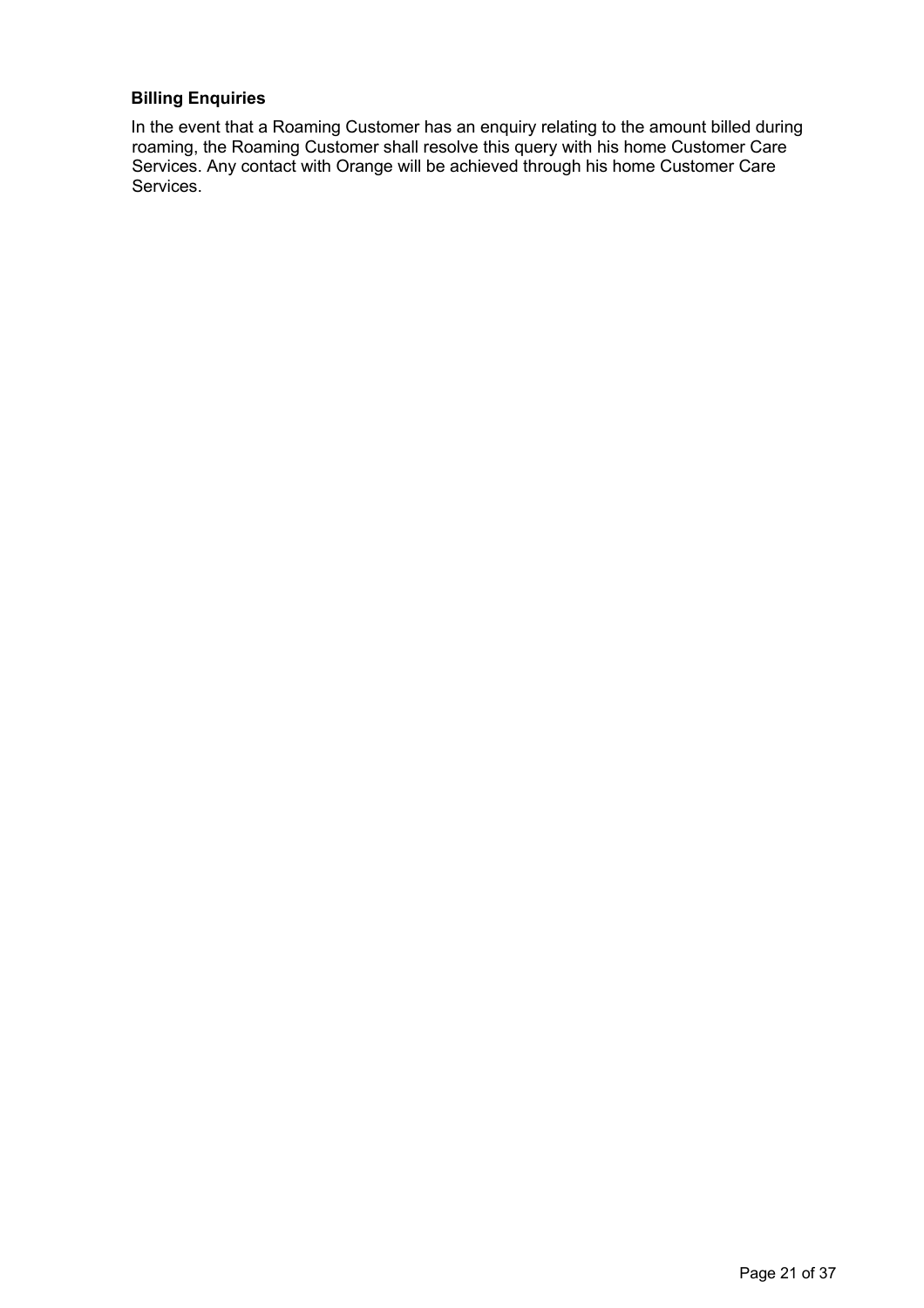**Billing Enquiries**

In the event that a Roaming Customer has an enquiry relating to the amount billed during roaming, the Roaming Customer shall resolve this query with his home Customer Care Services. Any contact with Orange will be achieved through his home Customer Care Services.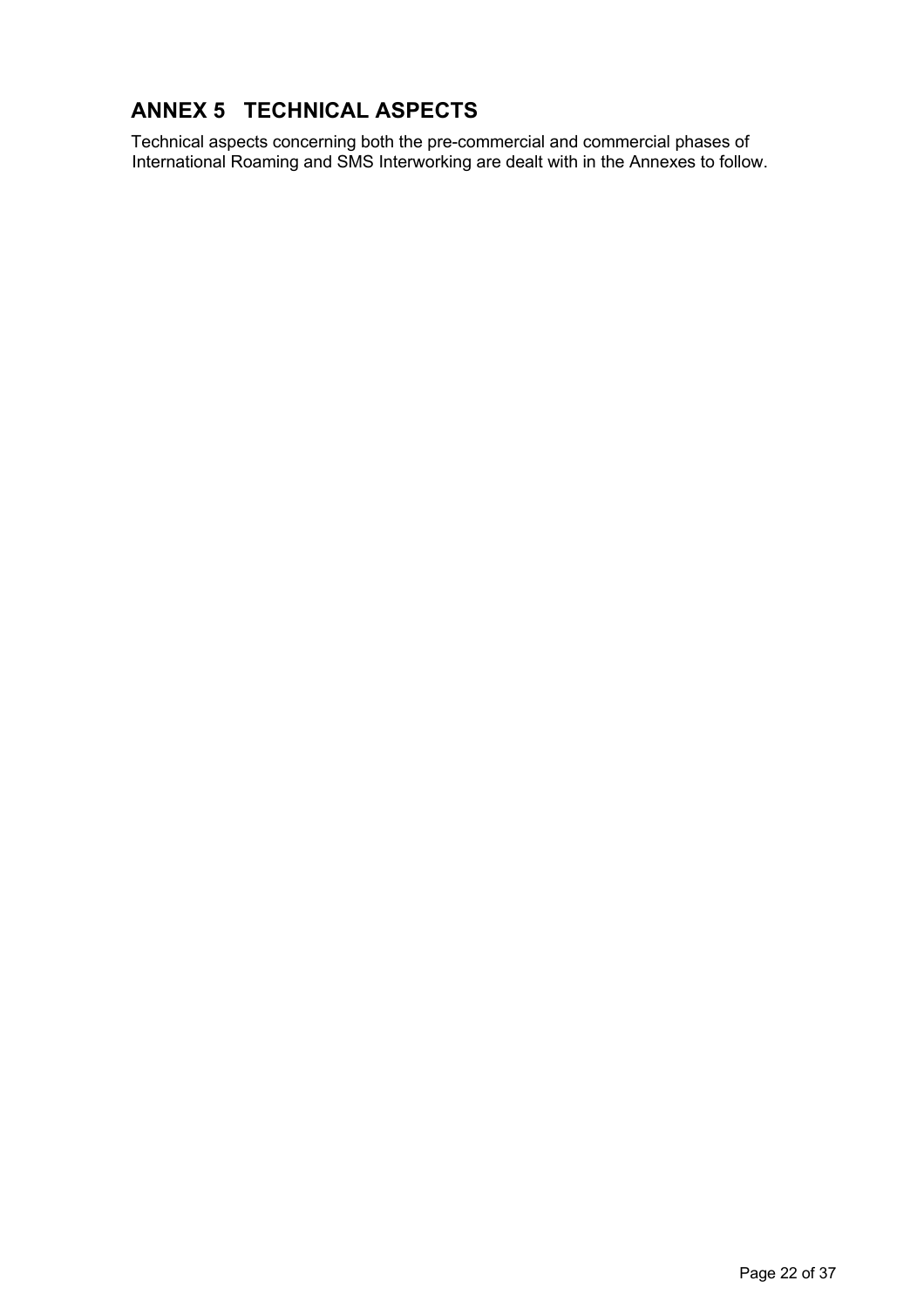# ANNEX 5 TECHNICAL ASPECTS

Technical aspects concerning both the pre-commercial and commercial phases of International Roaming and SMS Interworking are dealt with in the Annexes to follow.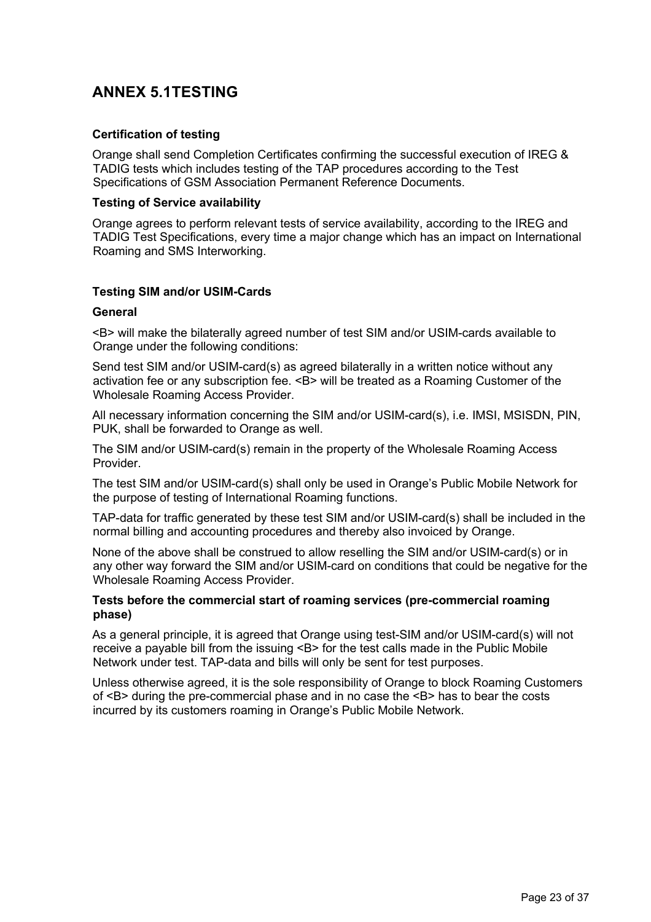# ANNEX 5.1TESTING

### Certification of testing

Orange shall send Completion Certificates confirming the successful execution of IREG & TADIG tests which includes testing of the TAP procedures according to the Test Specifications of GSM Association Permanent Reference Documents.

### Testing of Service availability

Orange agrees to perform relevant tests of service availability, according to the IREG and TADIG Test Specifications, every time a major change which has an impact on International Roaming and SMS Interworking.

### Testing SIM and/or USIM-Cards

#### General

<B> will make the bilaterally agreed number of test SIM and/or USIM-cards available to Orange under the following conditions:

Send test SIM and/or USIM-card(s) as agreed bilaterally in a written notice without any activation fee or any subscription fee. <B> will be treated as a Roaming Customer of the Wholesale Roaming Access Provider.

All necessary information concerning the SIM and/or USIM-card(s), i.e. IMSI, MSISDN, PIN, PUK, shall be forwarded to Orange as well.

The SIM and/or USIM-card(s) remain in the property of the Wholesale Roaming Access Provider.

The test SIM and/or USIM-card(s) shall only be used in Orange's Public Mobile Network for the purpose of testing of International Roaming functions.

TAP-data for traffic generated by these test SIM and/or USIM-card(s) shall be included in the normal billing and accounting procedures and thereby also invoiced by Orange.

None of the above shall be construed to allow reselling the SIM and/or USIM-card(s) or in any other way forward the SIM and/or USIM-card on conditions that could be negative for the Wholesale Roaming Access Provider.

#### Tests before the commercial start of roaming services (pre-commercial roaming phase)

As a general principle, it is agreed that Orange using test-SIM and/or USIM-card(s) will not receive a payable bill from the issuing <B> for the test calls made in the Public Mobile Network under test. TAP-data and bills will only be sent for test purposes.

Unless otherwise agreed, it is the sole responsibility of Orange to block Roaming Customers of <B> during the pre-commercial phase and in no case the <B> has to bear the costs incurred by its customers roaming in Orange's Public Mobile Network.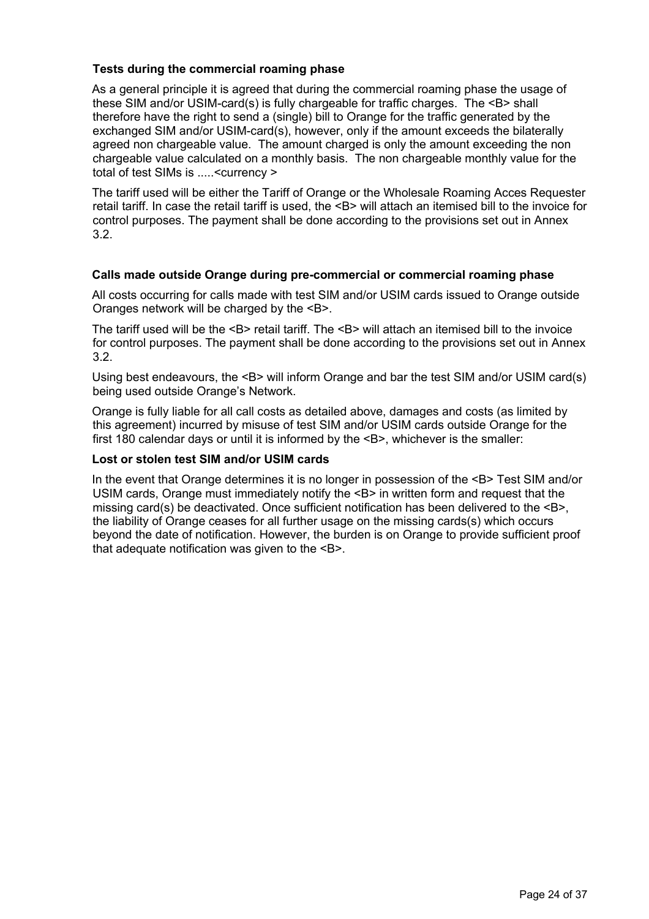**Tests during the commercial roaming phase**

As a general principle it is agreed that during the commercial roaming phase the usage of these SIM and/or USIM-card(s) is fully chargeable for traffic charges. The <B> shall therefore have the right to send a (single) bill to Orange for the traffic generated by the exchanged SIM and/or USIM-card(s), however, only if the amount exceeds the bilaterally agreed non chargeable value. The amount charged is only the amount exceeding the non chargeable value calculated on a monthly basis. The non chargeable monthly value for the total of test SIMs is .....<currency >

The tariff used will be either the Tariff of Orange or the Wholesale Roaming Acces Requester retail tariff. In case the retail tariff is used, the <B> will attach an itemised bill to the invoice for control purposes. The payment shall be done according to the provisions set out in Annex 3.2.

**Calls made outside Orange during pre-commercial or commercial roaming phase**

All costs occurring for calls made with test SIM and/or USIM cards issued to Orange outside Oranges network will be charged by the <B>.

The tariff used will be the <B> retail tariff. The <B> will attach an itemised bill to the invoice for control purposes. The payment shall be done according to the provisions set out in Annex 3.2.

Using best endeavours, the <B> will inform Orange and bar the test SIM and/or USIM card(s) being used outside Orange's Network.

Orange is fully liable for all call costs as detailed above, damages and costs (as limited by this agreement) incurred by misuse of test SIM and/or USIM cards outside Orange for the first 180 calendar days or until it is informed by the <B>, whichever is the smaller:

**Lost or stolen test SIM and/or USIM cards**

In the event that Orange determines it is no longer in possession of the <B> Test SIM and/or USIM cards, Orange must immediately notify the <B> in written form and request that the missing card(s) be deactivated. Once sufficient notification has been delivered to the <B>, the liability of Orange ceases for all further usage on the missing cards(s) which occurs beyond the date of notification. However, the burden is on Orange to provide sufficient proof that adequate notification was given to the <B>.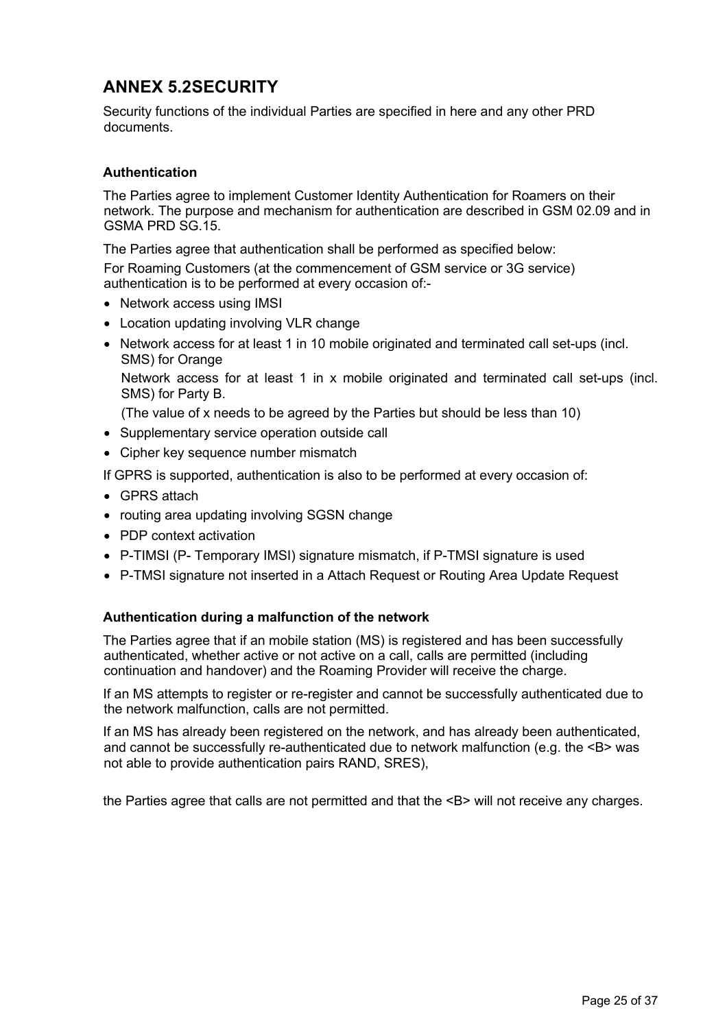# ANNEX 5.2SECURITY

Security functions of the individual Parties are specified in here and any other PRD documents.

### Authentication

The Parties agree to implement Customer Identity Authentication for Roamers on their network. The purpose and mechanism for authentication are described in GSM 02.09 and in GSMA PRD SG.15.

The Parties agree that authentication shall be performed as specified below:

For Roaming Customers (at the commencement of GSM service or 3G service) authentication is to be performed at every occasion of:-

- Network access using IMSI
- Location updating involving VLR change
- Network access for at least 1 in 10 mobile originated and terminated call set-ups (incl. SMS) for Orange

  Network access for at least 1 in x mobile originated and terminated call set-ups (incl. SMS) for Party B.

  (The value of x needs to be agreed by the Parties but should be less than 10)
- Supplementary service operation outside call
- Cipher key sequence number mismatch

If GPRS is supported, authentication is also to be performed at every occasion of:

- GPRS attach
- routing area updating involving SGSN change
- PDP context activation
- P-TIMSI (P- Temporary IMSI) signature mismatch, if P-TMSI signature is used
- P-TMSI signature not inserted in a Attach Request or Routing Area Update Request

### Authentication during a malfunction of the network

The Parties agree that if an mobile station (MS) is registered and has been successfully authenticated, whether active or not active on a call, calls are permitted (including continuation and handover) and the Roaming Provider will receive the charge.

If an MS attempts to register or re-register and cannot be successfully authenticated due to the network malfunction, calls are not permitted.

If an MS has already been registered on the network, and has already been authenticated, and cannot be successfully re-authenticated due to network malfunction (e.g. the <B> was not able to provide authentication pairs RAND, SRES),

the Parties agree that calls are not permitted and that the <B> will not receive any charges.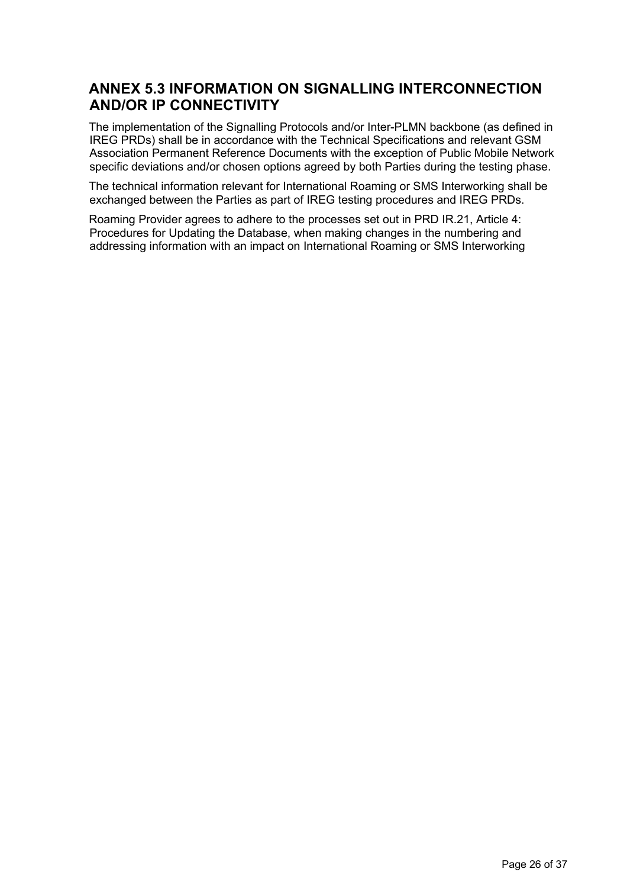## ANNEX 5.3 INFORMATION ON SIGNALLING INTERCONNECTION AND/OR IP CONNECTIVITY

The implementation of the Signalling Protocols and/or Inter-PLMN backbone (as defined in IREG PRDs) shall be in accordance with the Technical Specifications and relevant GSM Association Permanent Reference Documents with the exception of Public Mobile Network specific deviations and/or chosen options agreed by both Parties during the testing phase.

The technical information relevant for International Roaming or SMS Interworking shall be exchanged between the Parties as part of IREG testing procedures and IREG PRDs.

Roaming Provider agrees to adhere to the processes set out in PRD IR.21, Article 4: Procedures for Updating the Database, when making changes in the numbering and addressing information with an impact on International Roaming or SMS Interworking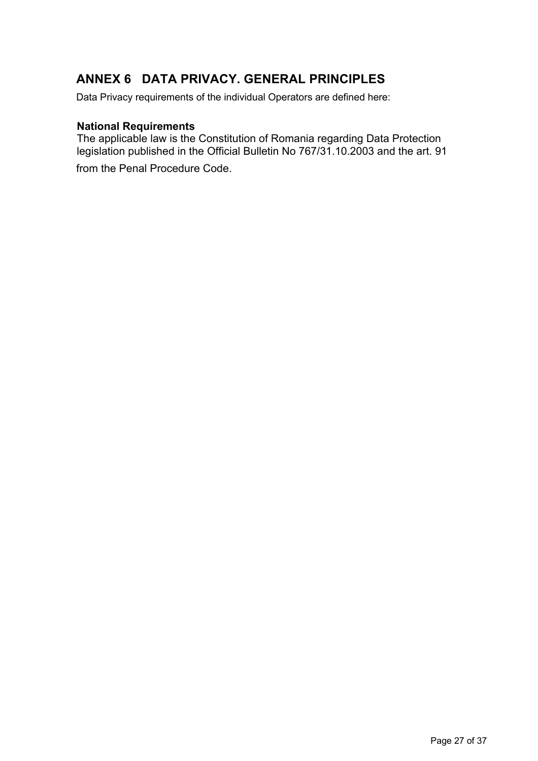# ANNEX 6 DATA PRIVACY. GENERAL PRINCIPLES

Data Privacy requirements of the individual Operators are defined here:

**National Requirements**

The applicable law is the Constitution of Romania regarding Data Protection legislation published in the Official Bulletin No 767/31.10.2003 and the art. 91 from the Penal Procedure Code.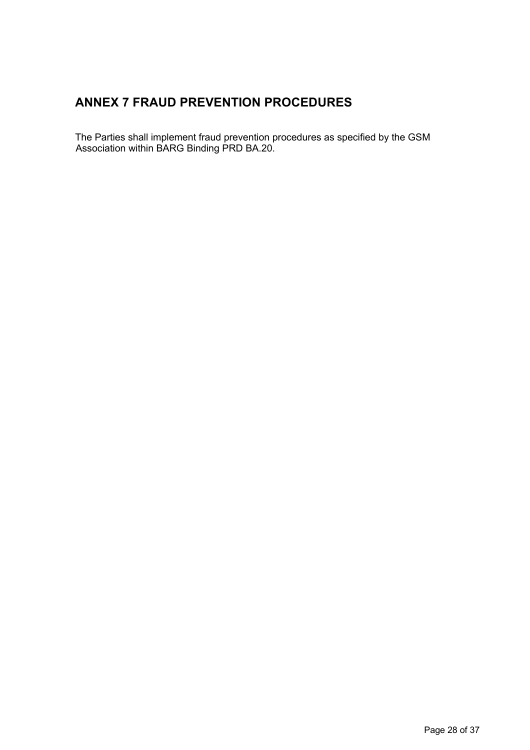## ANNEX 7 FRAUD PREVENTION PROCEDURES

The Parties shall implement fraud prevention procedures as specified by the GSM Association within BARG Binding PRD BA.20.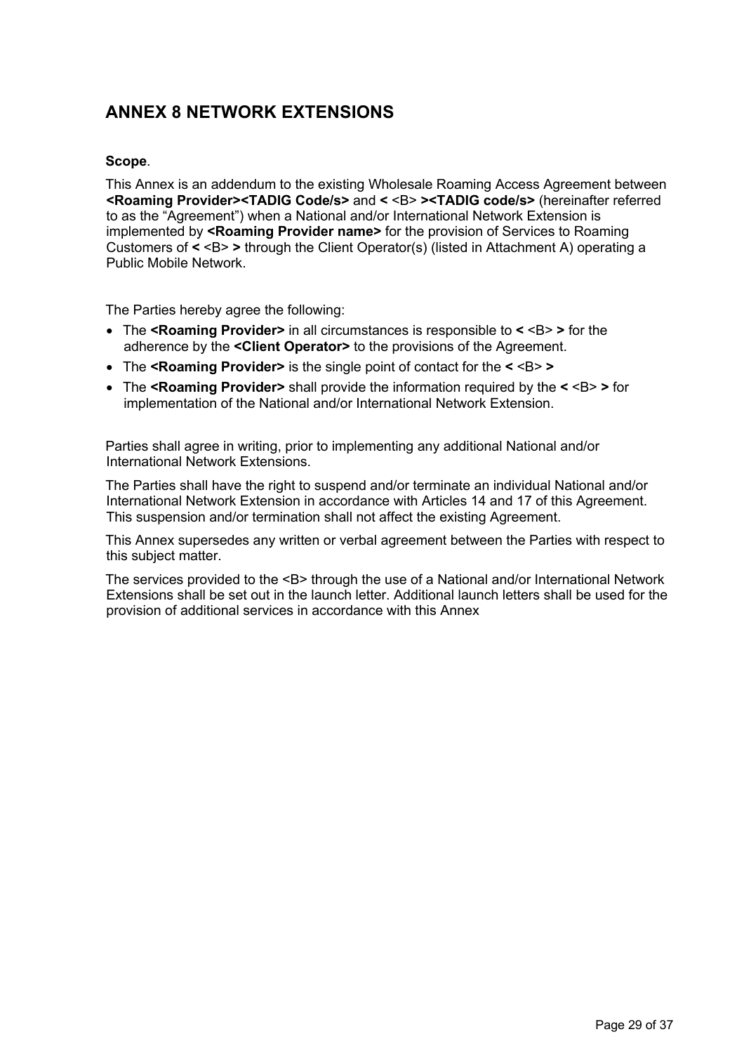# ANNEX 8 NETWORK EXTENSIONS

**Scope**.

This Annex is an addendum to the existing Wholesale Roaming Access Agreement between **<Roaming Provider><TADIG Code/s>** and **<** <B> **><TADIG code/s>** (hereinafter referred to as the "Agreement") when a National and/or International Network Extension is implemented by **<Roaming Provider name>** for the provision of Services to Roaming Customers of **<** <B> **>** through the Client Operator(s) (listed in Attachment A) operating a Public Mobile Network.

The Parties hereby agree the following:

- The **<Roaming Provider>** in all circumstances is responsible to **<** <B> **>** for the adherence by the **<Client Operator>** to the provisions of the Agreement.
- The **<Roaming Provider>** is the single point of contact for the **<** <B> **>**
- The **<Roaming Provider>** shall provide the information required by the **<** <B> **>** for implementation of the National and/or International Network Extension.

Parties shall agree in writing, prior to implementing any additional National and/or International Network Extensions.

The Parties shall have the right to suspend and/or terminate an individual National and/or International Network Extension in accordance with Articles 14 and 17 of this Agreement. This suspension and/or termination shall not affect the existing Agreement.

This Annex supersedes any written or verbal agreement between the Parties with respect to this subject matter.

The services provided to the <B> through the use of a National and/or International Network Extensions shall be set out in the launch letter. Additional launch letters shall be used for the provision of additional services in accordance with this Annex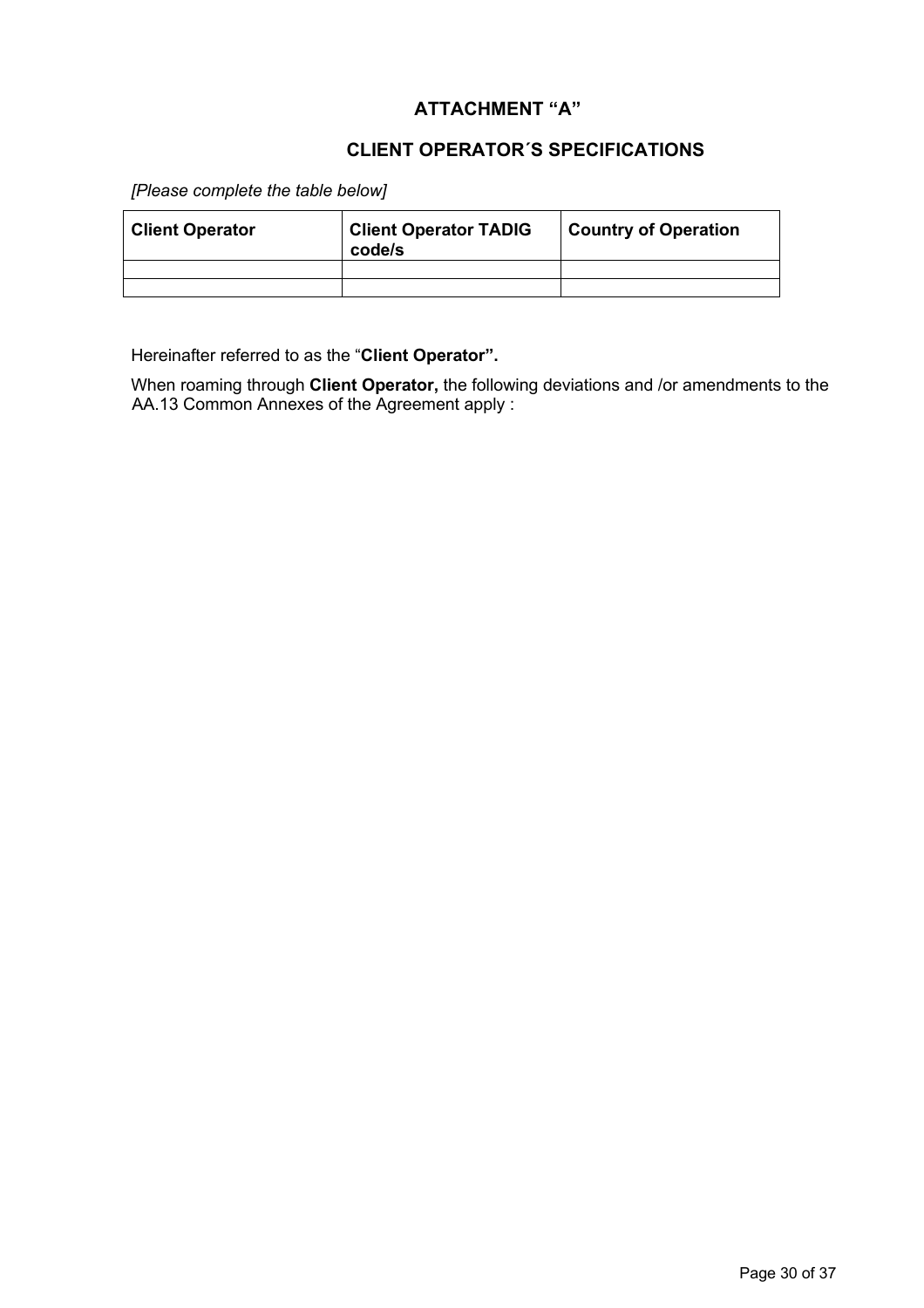# ATTACHMENT "A"

## CLIENT OPERATOR´S SPECIFICATIONS

*[Please complete the table below]*

| Client Operator | Client Operator TADIG code/s | Country of Operation |
|---|---|---|
| | | |
| | | |

Hereinafter referred to as the "**Client Operator".**

When roaming through **Client Operator,** the following deviations and /or amendments to the AA.13 Common Annexes of the Agreement apply :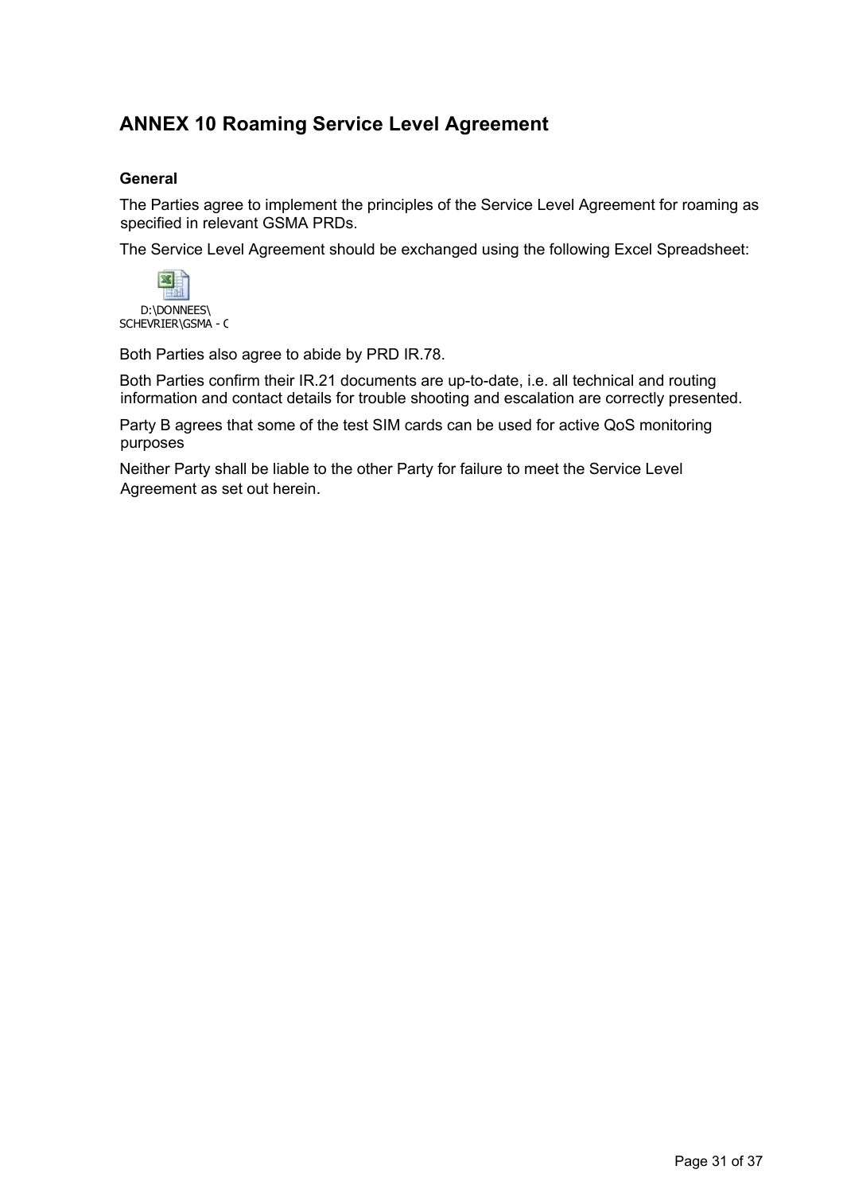# ANNEX 10 Roaming Service Level Agreement

**General**

The Parties agree to implement the principles of the Service Level Agreement for roaming as specified in relevant GSMA PRDs.

The Service Level Agreement should be exchanged using the following Excel Spreadsheet:

D:\DONNEES\
SCHEVRIER\GSMA - C

Both Parties also agree to abide by PRD IR.78.

Both Parties confirm their IR.21 documents are up-to-date, i.e. all technical and routing information and contact details for trouble shooting and escalation are correctly presented.

Party B agrees that some of the test SIM cards can be used for active QoS monitoring purposes

Neither Party shall be liable to the other Party for failure to meet the Service Level Agreement as set out herein.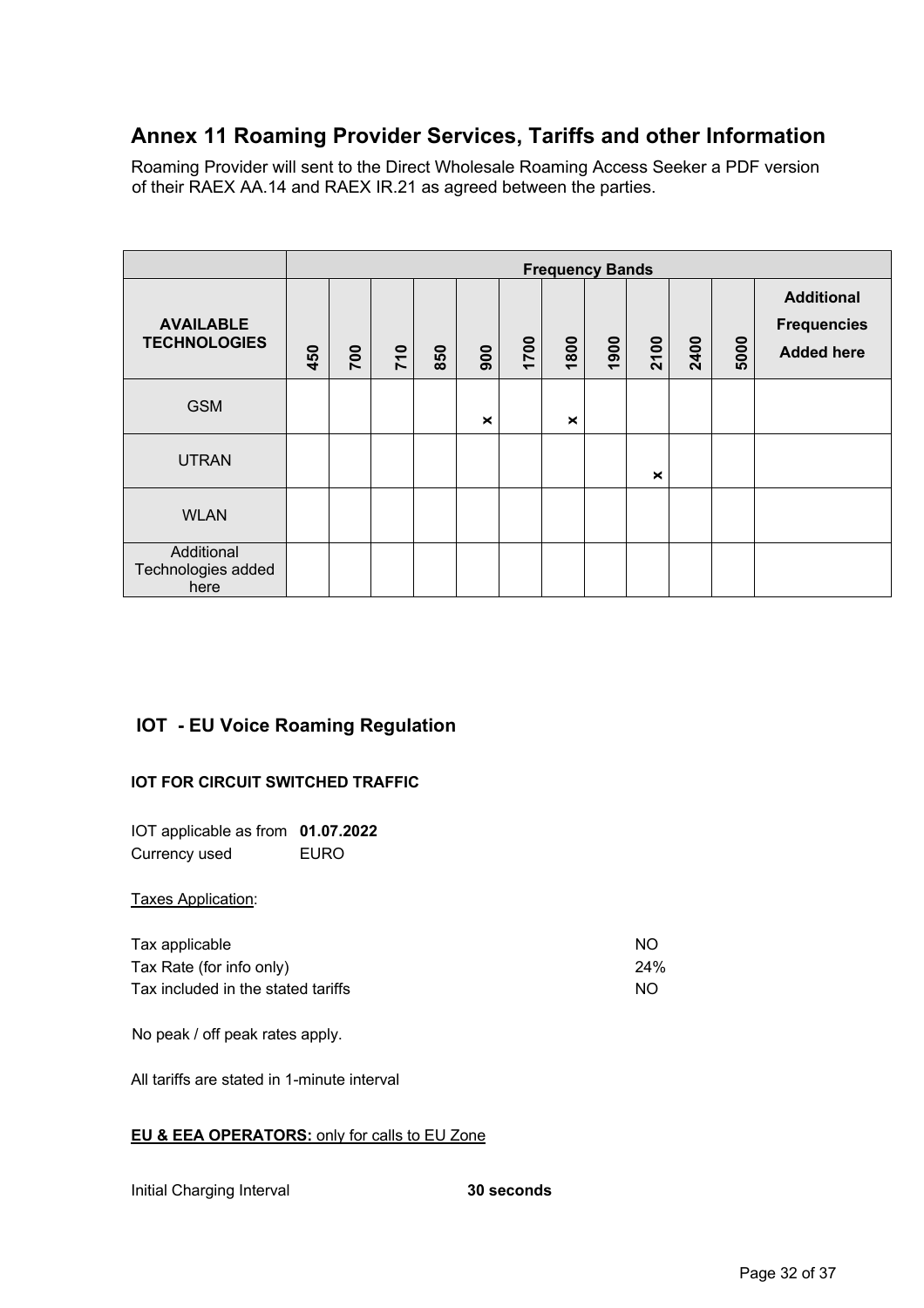## Annex 11 Roaming Provider Services, Tariffs and other Information

Roaming Provider will sent to the Direct Wholesale Roaming Access Seeker a PDF version of their RAEX AA.14 and RAEX IR.21 as agreed between the parties.

| | Frequency Bands | | | | | | | | | | | |
|---|---|---|---|---|---|---|---|---|---|---|---|---|
| **AVAILABLE TECHNOLOGIES** | **450** | **700** | **710** | **850** | **900** | **1700** | **1800** | **1900** | **2100** | **2400** | **5000** | **Additional Frequencies Added here** |
| GSM | | | | | x | | x | | | | | |
| UTRAN | | | | | | | | | x | | | |
| WLAN | | | | | | | | | | | | |
| Additional Technologies added here | | | | | | | | | | | | |

### IOT - EU Voice Roaming Regulation

**IOT FOR CIRCUIT SWITCHED TRAFFIC**

IOT applicable as from **01.07.2022**
Currency used EURO

Taxes Application:

| | |
|---|---|
| Tax applicable | NO |
| Tax Rate (for info only) | 24% |
| Tax included in the stated tariffs | NO |

No peak / off peak rates apply.

All tariffs are stated in 1-minute interval

**EU & EEA OPERATORS:** only for calls to EU Zone

Initial Charging Interval **30 seconds**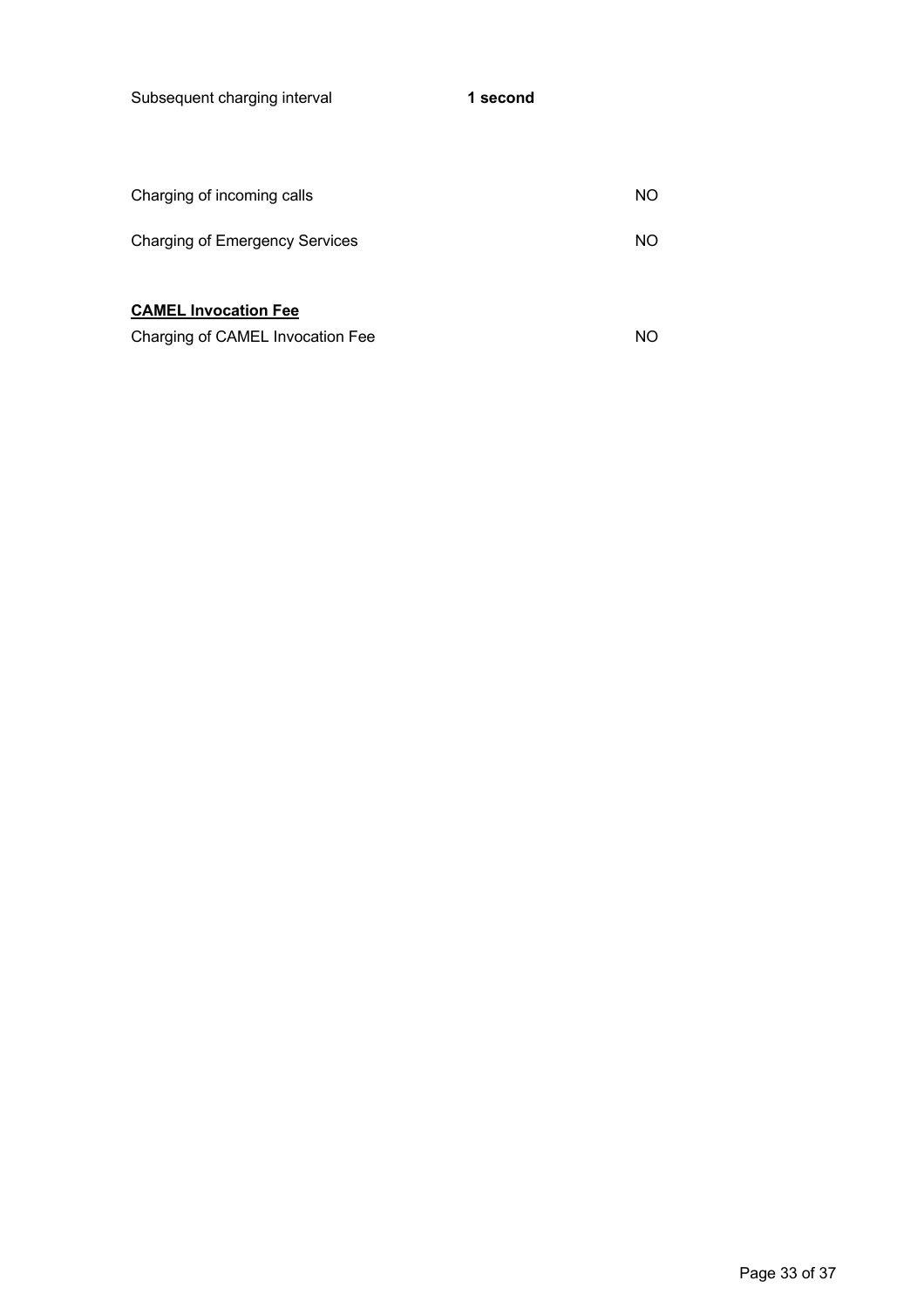Subsequent charging interval **1 second**

Charging of incoming calls NO

Charging of Emergency Services NO

**CAMEL Invocation Fee**

Charging of CAMEL Invocation Fee NO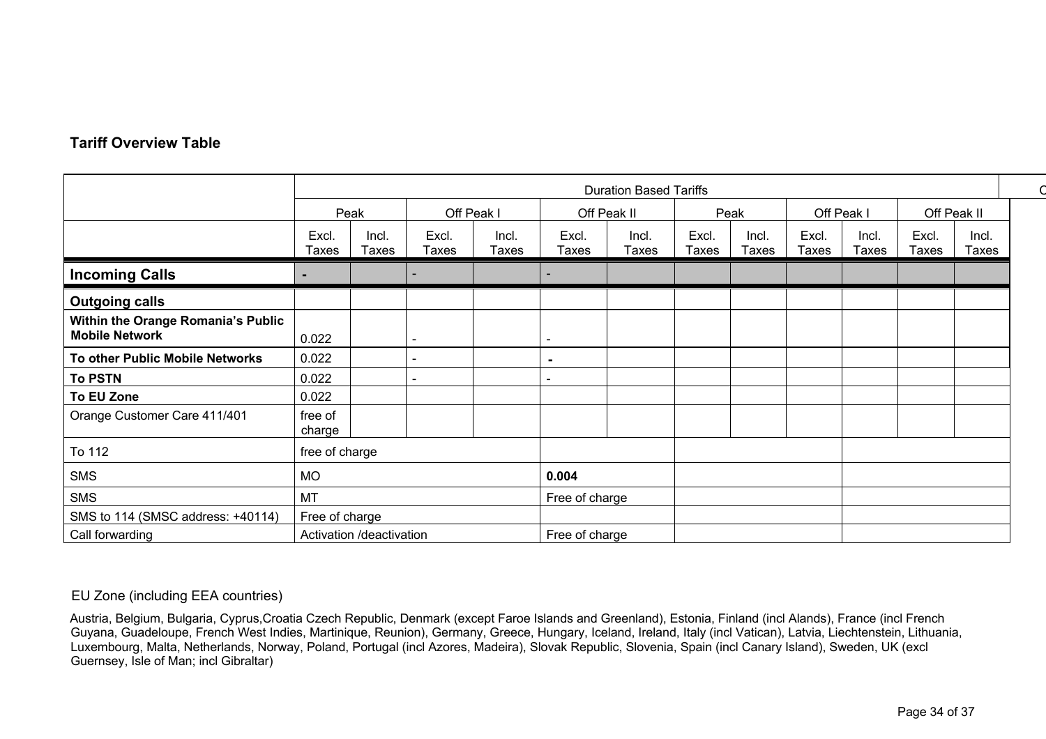### Tariff Overview Table

| | Duration Based Tariffs | | | | | | | | | | | |
|---|---|---|---|---|---|---|---|---|---|---|---|---|
| | Peak | | Off Peak I | | Off Peak II | | Peak | | Off Peak I | | Off Peak II | |
| | Excl. Taxes | Incl. Taxes | Excl. Taxes | Incl. Taxes | Excl. Taxes | Incl. Taxes | Excl. Taxes | Incl. Taxes | Excl. Taxes | Incl. Taxes | Excl. Taxes | Incl. Taxes |
| **Incoming Calls** | - | | - | | - | | | | | | | |
| **Outgoing calls** | | | | | | | | | | | | |
| **Within the Orange Romania's Public Mobile Network** | 0.022 | | - | | - | | | | | | | |
| **To other Public Mobile Networks** | 0.022 | | - | | - | | | | | | | |
| **To PSTN** | 0.022 | | - | | - | | | | | | | |
| **To EU Zone** | 0.022 | | | | | | | | | | | |
| Orange Customer Care 411/401 | free of charge | | | | | | | | | | | |
| To 112 | free of charge | | | | | | | | | | | |
| SMS | MO | | | | **0.004** | | | | | | | |
| SMS | MT | | | | Free of charge | | | | | | | |
| SMS to 114 (SMSC address: +40114) | Free of charge | | | | | | | | | | | |
| Call forwarding | Activation /deactivation | | | | Free of charge | | | | | | | |

EU Zone (including EEA countries)

Austria, Belgium, Bulgaria, Cyprus,Croatia Czech Republic, Denmark (except Faroe Islands and Greenland), Estonia, Finland (incl Alands), France (incl French Guyana, Guadeloupe, French West Indies, Martinique, Reunion), Germany, Greece, Hungary, Iceland, Ireland, Italy (incl Vatican), Latvia, Liechtenstein, Lithuania, Luxembourg, Malta, Netherlands, Norway, Poland, Portugal (incl Azores, Madeira), Slovak Republic, Slovenia, Spain (incl Canary Island), Sweden, UK (excl Guernsey, Isle of Man; incl Gibraltar)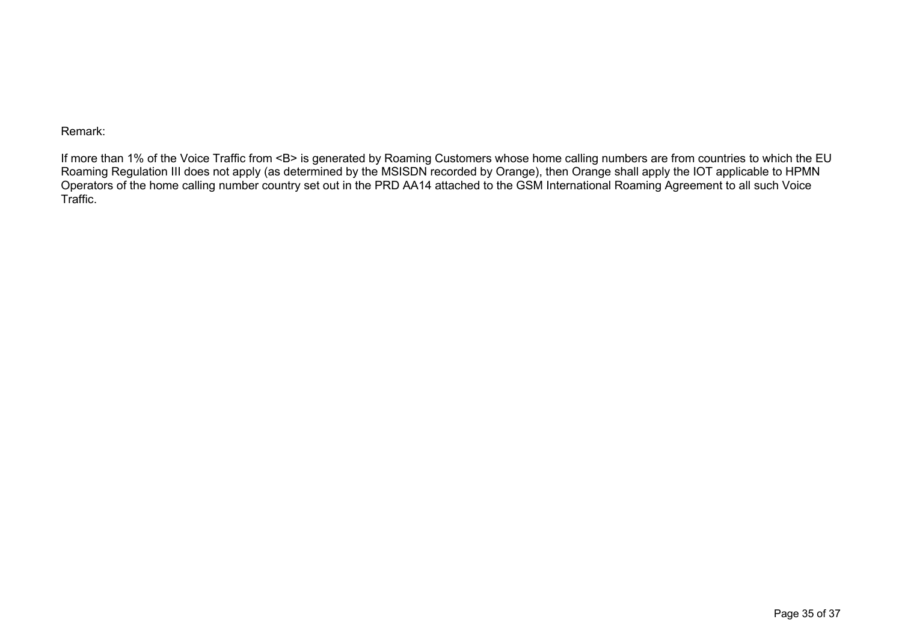Remark:

If more than 1% of the Voice Traffic from <B> is generated by Roaming Customers whose home calling numbers are from countries to which the EU Roaming Regulation III does not apply (as determined by the MSISDN recorded by Orange), then Orange shall apply the IOT applicable to HPMN Operators of the home calling number country set out in the PRD AA14 attached to the GSM International Roaming Agreement to all such Voice Traffic.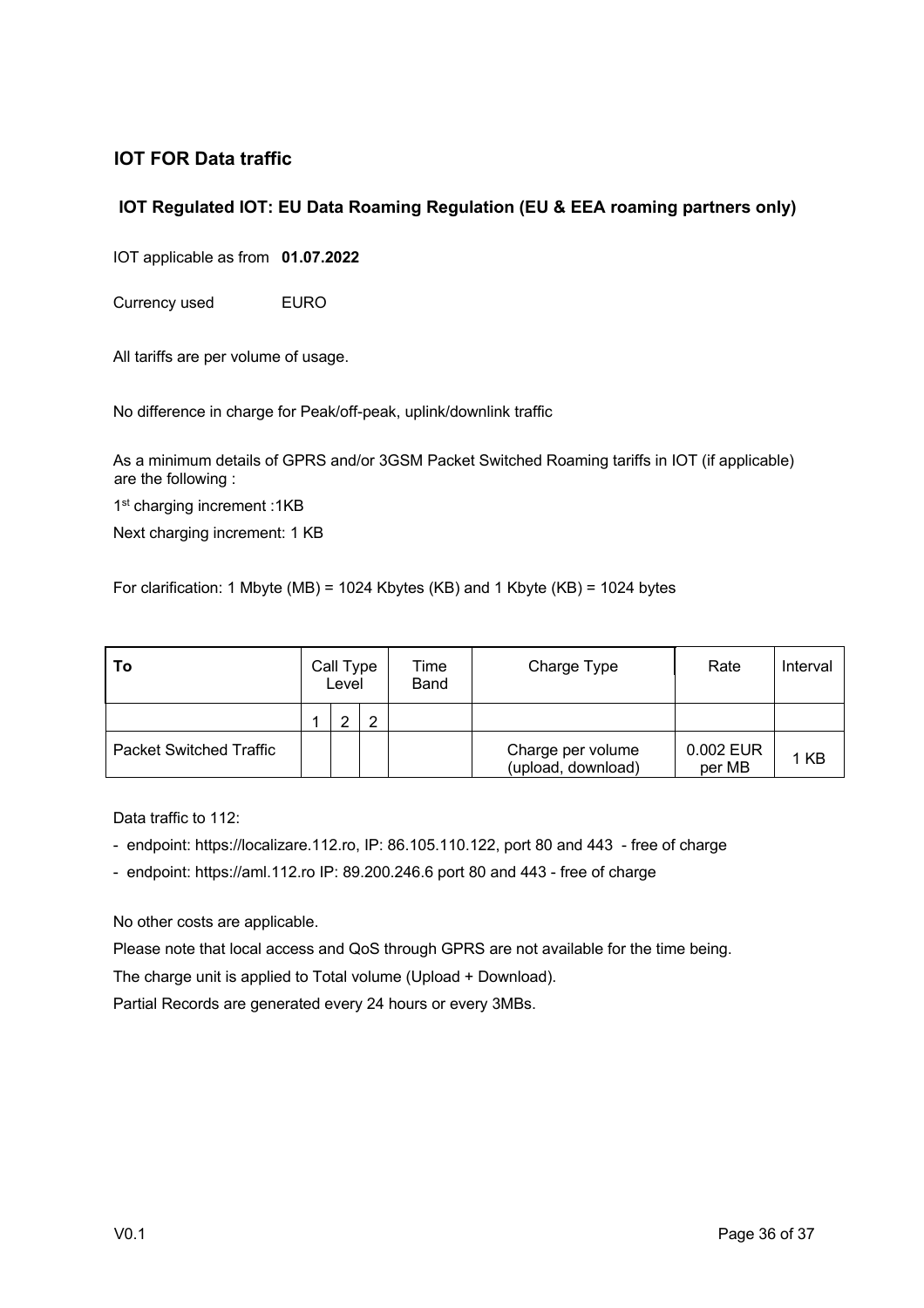## IOT FOR Data traffic

### IOT Regulated IOT: EU Data Roaming Regulation (EU & EEA roaming partners only)

IOT applicable as from **01.07.2022**

Currency used EURO

All tariffs are per volume of usage.

No difference in charge for Peak/off-peak, uplink/downlink traffic

As a minimum details of GPRS and/or 3GSM Packet Switched Roaming tariffs in IOT (if applicable) are the following :

1st charging increment :1KB

Next charging increment: 1 KB

For clarification: 1 Mbyte (MB) = 1024 Kbytes (KB) and 1 Kbyte (KB) = 1024 bytes

| To | Call Type Level | | | Time Band | Charge Type | Rate | Interval |
|---|---|---|---|---|---|---|---|
| | 1 | 2 | 2 | | | | |
| Packet Switched Traffic | | | | | Charge per volume (upload, download) | 0.002 EUR per MB | 1 KB |

Data traffic to 112:

- endpoint: https://localizare.112.ro, IP: 86.105.110.122, port 80 and 443 - free of charge
- endpoint: https://aml.112.ro IP: 89.200.246.6 port 80 and 443 - free of charge

No other costs are applicable.

Please note that local access and QoS through GPRS are not available for the time being.

The charge unit is applied to Total volume (Upload + Download).

Partial Records are generated every 24 hours or every 3MBs.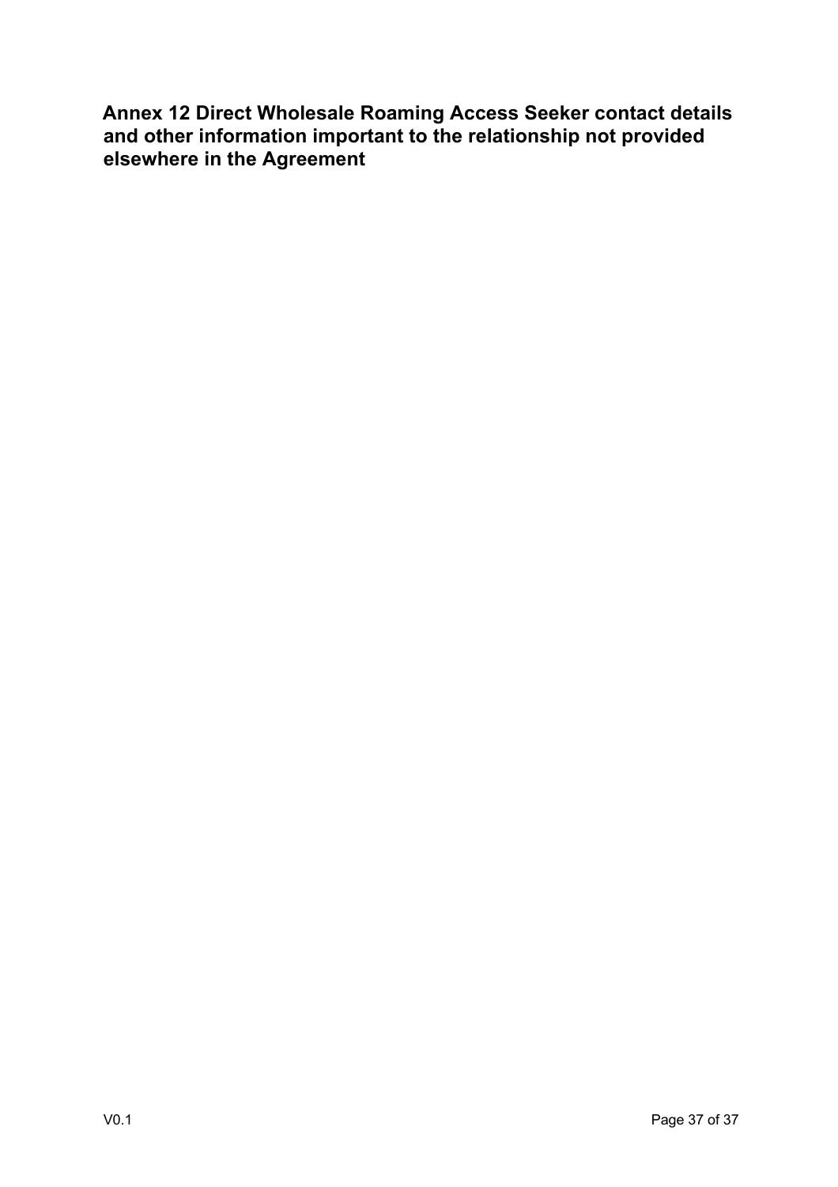# Annex 12 Direct Wholesale Roaming Access Seeker contact details and other information important to the relationship not provided elsewhere in the Agreement